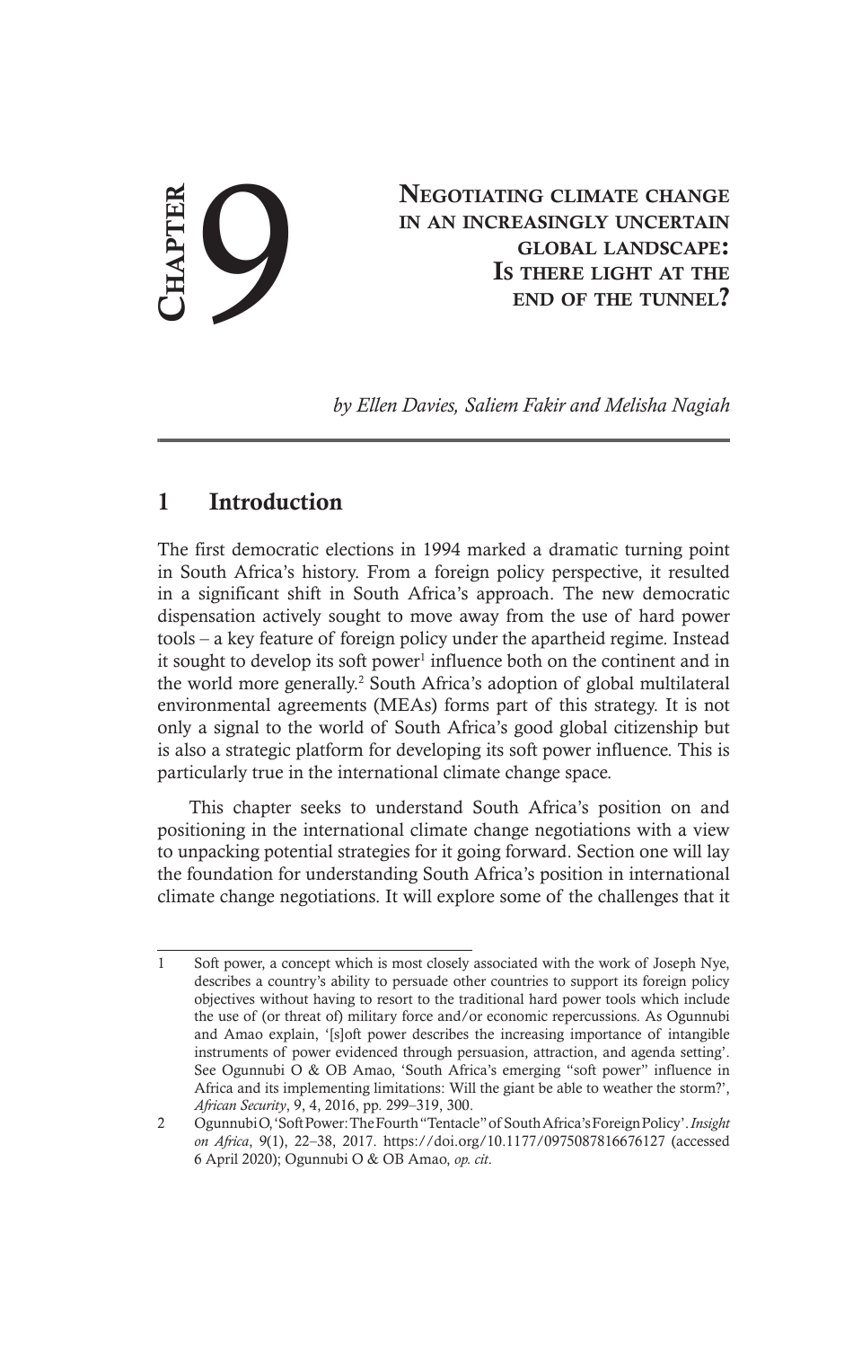# Chapter 9

# Negotiating climate change in an increasingly uncertain global landscape: Is there light at the end of the tunnel?

*by Ellen Davies, Saliem Fakir and Melisha Nagiah*

## 1 Introduction

The first democratic elections in 1994 marked a dramatic turning point in South Africa's history. From a foreign policy perspective, it resulted in a significant shift in South Africa's approach. The new democratic dispensation actively sought to move away from the use of hard power tools – a key feature of foreign policy under the apartheid regime. Instead it sought to develop its soft power[1] influence both on the continent and in the world more generally.[2] South Africa's adoption of global multilateral environmental agreements (MEAs) forms part of this strategy. It is not only a signal to the world of South Africa's good global citizenship but is also a strategic platform for developing its soft power influence. This is particularly true in the international climate change space.

This chapter seeks to understand South Africa's position on and positioning in the international climate change negotiations with a view to unpacking potential strategies for it going forward. Section one will lay the foundation for understanding South Africa's position in international climate change negotiations. It will explore some of the challenges that it

---

1 Soft power, a concept which is most closely associated with the work of Joseph Nye, describes a country's ability to persuade other countries to support its foreign policy objectives without having to resort to the traditional hard power tools which include the use of (or threat of) military force and/or economic repercussions. As Ogunnubi and Amao explain, '[s]oft power describes the increasing importance of intangible instruments of power evidenced through persuasion, attraction, and agenda setting'. See Ogunnubi O & OB Amao, 'South Africa's emerging "soft power" influence in Africa and its implementing limitations: Will the giant be able to weather the storm?', *African Security*, 9, 4, 2016, pp. 299–319, 300.

2 Ogunnubi O, 'Soft Power: The Fourth "Tentacle" of South Africa's Foreign Policy'. *Insight on Africa*, 9(1), 22–38, 2017. https://doi.org/10.1177/0975087816676127 (accessed 6 April 2020); Ogunnubi O & OB Amao, *op. cit*.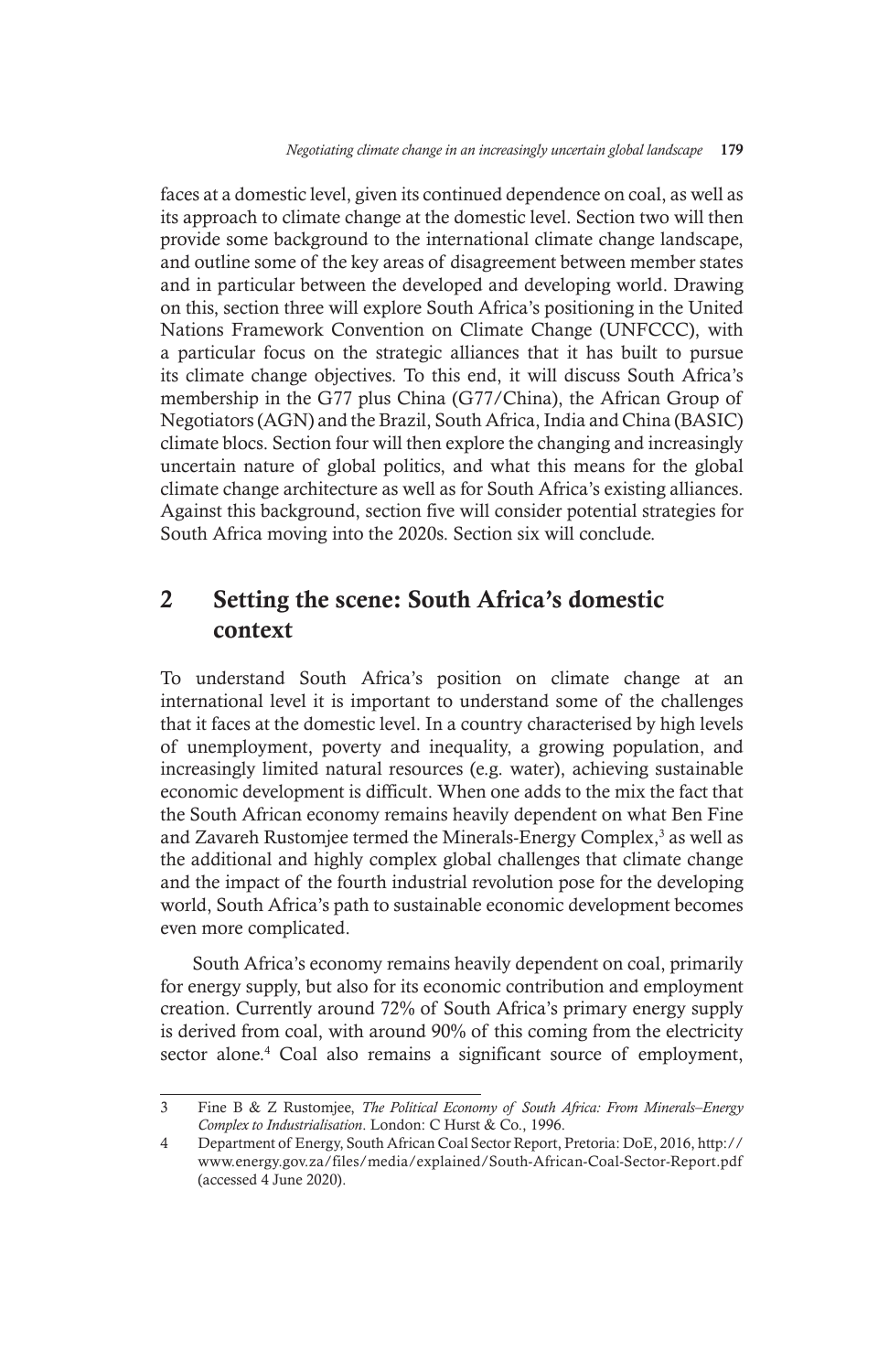faces at a domestic level, given its continued dependence on coal, as well as its approach to climate change at the domestic level. Section two will then provide some background to the international climate change landscape, and outline some of the key areas of disagreement between member states and in particular between the developed and developing world. Drawing on this, section three will explore South Africa's positioning in the United Nations Framework Convention on Climate Change (UNFCCC), with a particular focus on the strategic alliances that it has built to pursue its climate change objectives. To this end, it will discuss South Africa's membership in the G77 plus China (G77/China), the African Group of Negotiators (AGN) and the Brazil, South Africa, India and China (BASIC) climate blocs. Section four will then explore the changing and increasingly uncertain nature of global politics, and what this means for the global climate change architecture as well as for South Africa's existing alliances. Against this background, section five will consider potential strategies for South Africa moving into the 2020s. Section six will conclude.

## 2 Setting the scene: South Africa's domestic context

To understand South Africa's position on climate change at an international level it is important to understand some of the challenges that it faces at the domestic level. In a country characterised by high levels of unemployment, poverty and inequality, a growing population, and increasingly limited natural resources (e.g. water), achieving sustainable economic development is difficult. When one adds to the mix the fact that the South African economy remains heavily dependent on what Ben Fine and Zavareh Rustomjee termed the Minerals-Energy Complex,[3] as well as the additional and highly complex global challenges that climate change and the impact of the fourth industrial revolution pose for the developing world, South Africa's path to sustainable economic development becomes even more complicated.

South Africa's economy remains heavily dependent on coal, primarily for energy supply, but also for its economic contribution and employment creation. Currently around 72% of South Africa's primary energy supply is derived from coal, with around 90% of this coming from the electricity sector alone.[4] Coal also remains a significant source of employment,

---

3 Fine B & Z Rustomjee, *The Political Economy of South Africa: From Minerals–Energy Complex to Industrialisation*. London: C Hurst & Co., 1996.

4 Department of Energy, South African Coal Sector Report, Pretoria: DoE, 2016, http://www.energy.gov.za/files/media/explained/South-African-Coal-Sector-Report.pdf (accessed 4 June 2020).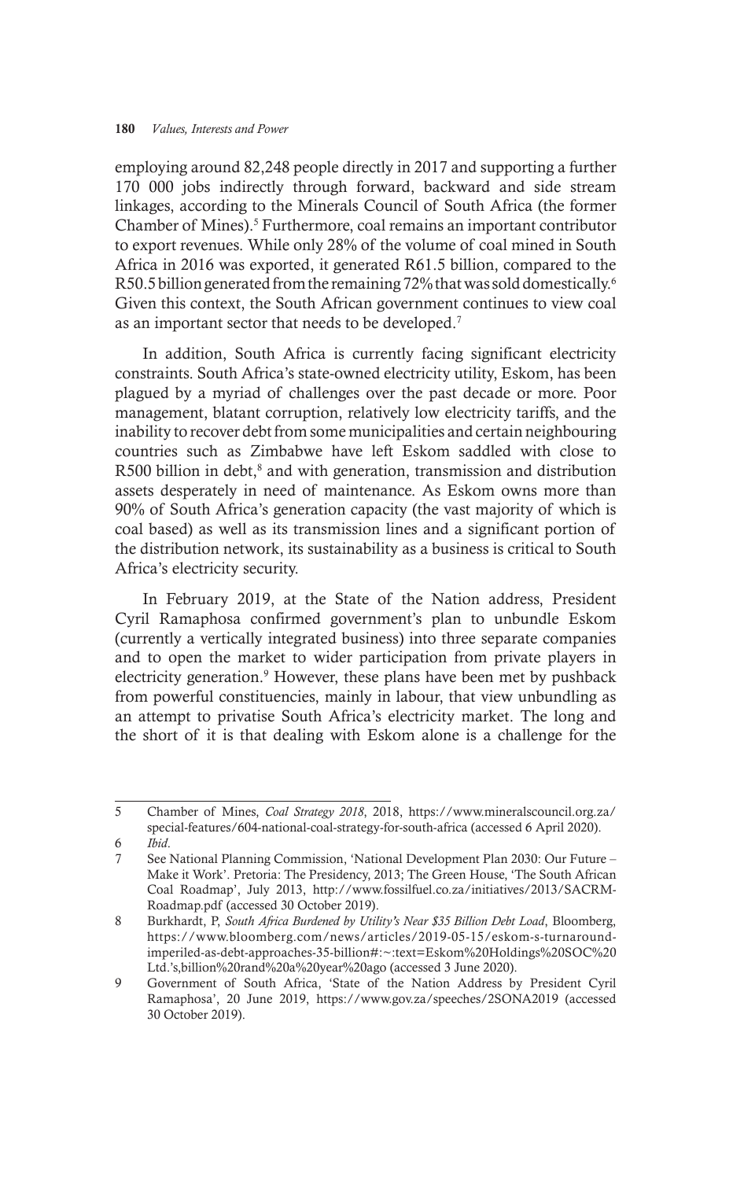employing around 82,248 people directly in 2017 and supporting a further 170 000 jobs indirectly through forward, backward and side stream linkages, according to the Minerals Council of South Africa (the former Chamber of Mines).[5] Furthermore, coal remains an important contributor to export revenues. While only 28% of the volume of coal mined in South Africa in 2016 was exported, it generated R61.5 billion, compared to the R50.5 billion generated from the remaining 72% that was sold domestically.[6] Given this context, the South African government continues to view coal as an important sector that needs to be developed.[7]

In addition, South Africa is currently facing significant electricity constraints. South Africa's state-owned electricity utility, Eskom, has been plagued by a myriad of challenges over the past decade or more. Poor management, blatant corruption, relatively low electricity tariffs, and the inability to recover debt from some municipalities and certain neighbouring countries such as Zimbabwe have left Eskom saddled with close to R500 billion in debt,[8] and with generation, transmission and distribution assets desperately in need of maintenance. As Eskom owns more than 90% of South Africa's generation capacity (the vast majority of which is coal based) as well as its transmission lines and a significant portion of the distribution network, its sustainability as a business is critical to South Africa's electricity security.

In February 2019, at the State of the Nation address, President Cyril Ramaphosa confirmed government's plan to unbundle Eskom (currently a vertically integrated business) into three separate companies and to open the market to wider participation from private players in electricity generation.[9] However, these plans have been met by pushback from powerful constituencies, mainly in labour, that view unbundling as an attempt to privatise South Africa's electricity market. The long and the short of it is that dealing with Eskom alone is a challenge for the

---

5 Chamber of Mines, *Coal Strategy 2018*, 2018, https://www.mineralscouncil.org.za/special-features/604-national-coal-strategy-for-south-africa (accessed 6 April 2020).

6 *Ibid*.

7 See National Planning Commission, 'National Development Plan 2030: Our Future – Make it Work'. Pretoria: The Presidency, 2013; The Green House, 'The South African Coal Roadmap', July 2013, http://www.fossilfuel.co.za/initiatives/2013/SACRM-Roadmap.pdf (accessed 30 October 2019).

8 Burkhardt, P, *South Africa Burdened by Utility's Near $35 Billion Debt Load*, Bloomberg, https://www.bloomberg.com/news/articles/2019-05-15/eskom-s-turnaround-imperiled-as-debt-approaches-35-billion#:~:text=Eskom%20Holdings%20SOC%20Ltd.'s,billion%20rand%20a%20year%20ago (accessed 3 June 2020).

9 Government of South Africa, 'State of the Nation Address by President Cyril Ramaphosa', 20 June 2019, https://www.gov.za/speeches/2SONA2019 (accessed 30 October 2019).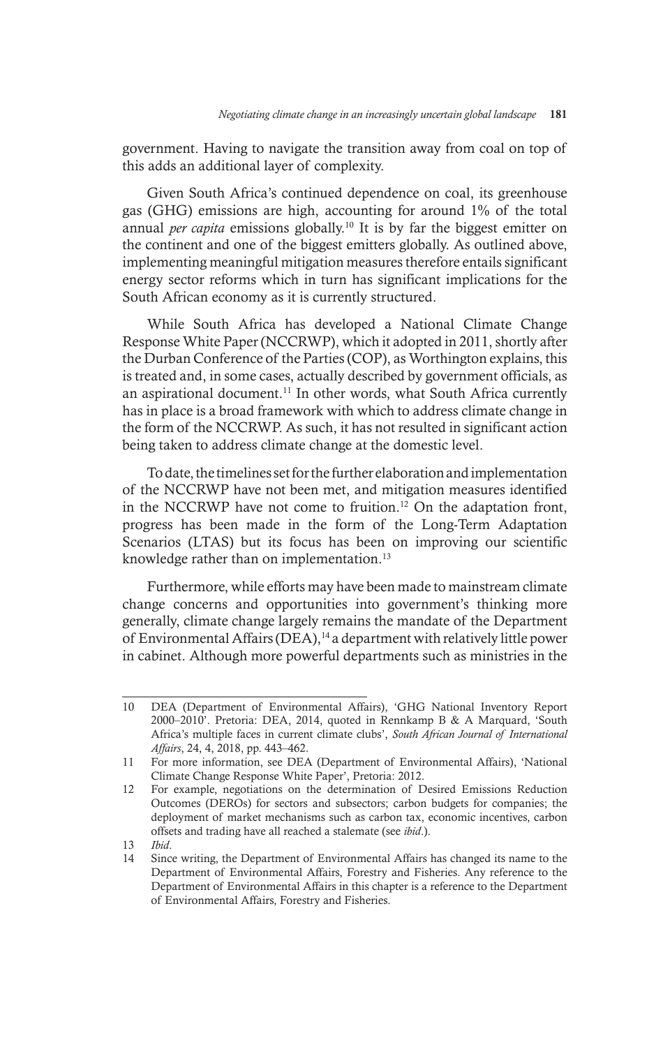government. Having to navigate the transition away from coal on top of this adds an additional layer of complexity.

Given South Africa's continued dependence on coal, its greenhouse gas (GHG) emissions are high, accounting for around 1% of the total annual *per capita* emissions globally.[10] It is by far the biggest emitter on the continent and one of the biggest emitters globally. As outlined above, implementing meaningful mitigation measures therefore entails significant energy sector reforms which in turn has significant implications for the South African economy as it is currently structured.

While South Africa has developed a National Climate Change Response White Paper (NCCRWP), which it adopted in 2011, shortly after the Durban Conference of the Parties (COP), as Worthington explains, this is treated and, in some cases, actually described by government officials, as an aspirational document.[11] In other words, what South Africa currently has in place is a broad framework with which to address climate change in the form of the NCCRWP. As such, it has not resulted in significant action being taken to address climate change at the domestic level.

To date, the timelines set for the further elaboration and implementation of the NCCRWP have not been met, and mitigation measures identified in the NCCRWP have not come to fruition.[12] On the adaptation front, progress has been made in the form of the Long-Term Adaptation Scenarios (LTAS) but its focus has been on improving our scientific knowledge rather than on implementation.[13]

Furthermore, while efforts may have been made to mainstream climate change concerns and opportunities into government's thinking more generally, climate change largely remains the mandate of the Department of Environmental Affairs (DEA),[14] a department with relatively little power in cabinet. Although more powerful departments such as ministries in the

---

10 DEA (Department of Environmental Affairs), 'GHG National Inventory Report 2000–2010'. Pretoria: DEA, 2014, quoted in Rennkamp B & A Marquard, 'South Africa's multiple faces in current climate clubs', *South African Journal of International Affairs*, 24, 4, 2018, pp. 443–462.

11 For more information, see DEA (Department of Environmental Affairs), 'National Climate Change Response White Paper', Pretoria: 2012.

12 For example, negotiations on the determination of Desired Emissions Reduction Outcomes (DEROs) for sectors and subsectors; carbon budgets for companies; the deployment of market mechanisms such as carbon tax, economic incentives, carbon offsets and trading have all reached a stalemate (see *ibid*.).

13 *Ibid*.

14 Since writing, the Department of Environmental Affairs has changed its name to the Department of Environmental Affairs, Forestry and Fisheries. Any reference to the Department of Environmental Affairs in this chapter is a reference to the Department of Environmental Affairs, Forestry and Fisheries.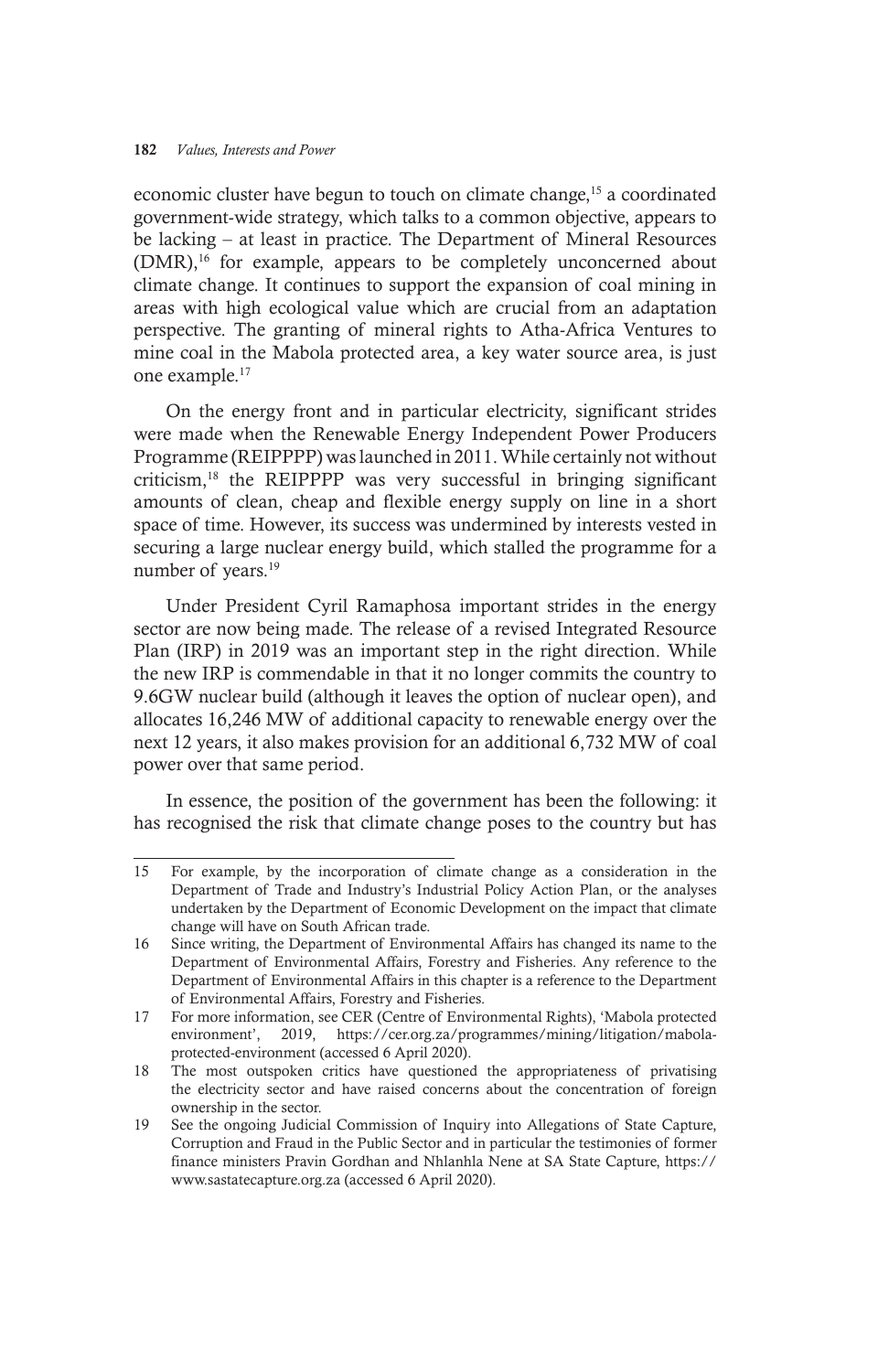economic cluster have begun to touch on climate change,[15] a coordinated government-wide strategy, which talks to a common objective, appears to be lacking – at least in practice. The Department of Mineral Resources (DMR),[16] for example, appears to be completely unconcerned about climate change. It continues to support the expansion of coal mining in areas with high ecological value which are crucial from an adaptation perspective. The granting of mineral rights to Atha-Africa Ventures to mine coal in the Mabola protected area, a key water source area, is just one example.[17]

On the energy front and in particular electricity, significant strides were made when the Renewable Energy Independent Power Producers Programme (REIPPPP) was launched in 2011. While certainly not without criticism,[18] the REIPPPP was very successful in bringing significant amounts of clean, cheap and flexible energy supply on line in a short space of time. However, its success was undermined by interests vested in securing a large nuclear energy build, which stalled the programme for a number of years.[19]

Under President Cyril Ramaphosa important strides in the energy sector are now being made. The release of a revised Integrated Resource Plan (IRP) in 2019 was an important step in the right direction. While the new IRP is commendable in that it no longer commits the country to 9.6GW nuclear build (although it leaves the option of nuclear open), and allocates 16,246 MW of additional capacity to renewable energy over the next 12 years, it also makes provision for an additional 6,732 MW of coal power over that same period.

In essence, the position of the government has been the following: it has recognised the risk that climate change poses to the country but has

---

15 For example, by the incorporation of climate change as a consideration in the Department of Trade and Industry's Industrial Policy Action Plan, or the analyses undertaken by the Department of Economic Development on the impact that climate change will have on South African trade.

16 Since writing, the Department of Environmental Affairs has changed its name to the Department of Environmental Affairs, Forestry and Fisheries. Any reference to the Department of Environmental Affairs in this chapter is a reference to the Department of Environmental Affairs, Forestry and Fisheries.

17 For more information, see CER (Centre of Environmental Rights), 'Mabola protected environment', 2019, https://cer.org.za/programmes/mining/litigation/mabola-protected-environment (accessed 6 April 2020).

18 The most outspoken critics have questioned the appropriateness of privatising the electricity sector and have raised concerns about the concentration of foreign ownership in the sector.

19 See the ongoing Judicial Commission of Inquiry into Allegations of State Capture, Corruption and Fraud in the Public Sector and in particular the testimonies of former finance ministers Pravin Gordhan and Nhlanhla Nene at SA State Capture, https://www.sastatecapture.org.za (accessed 6 April 2020).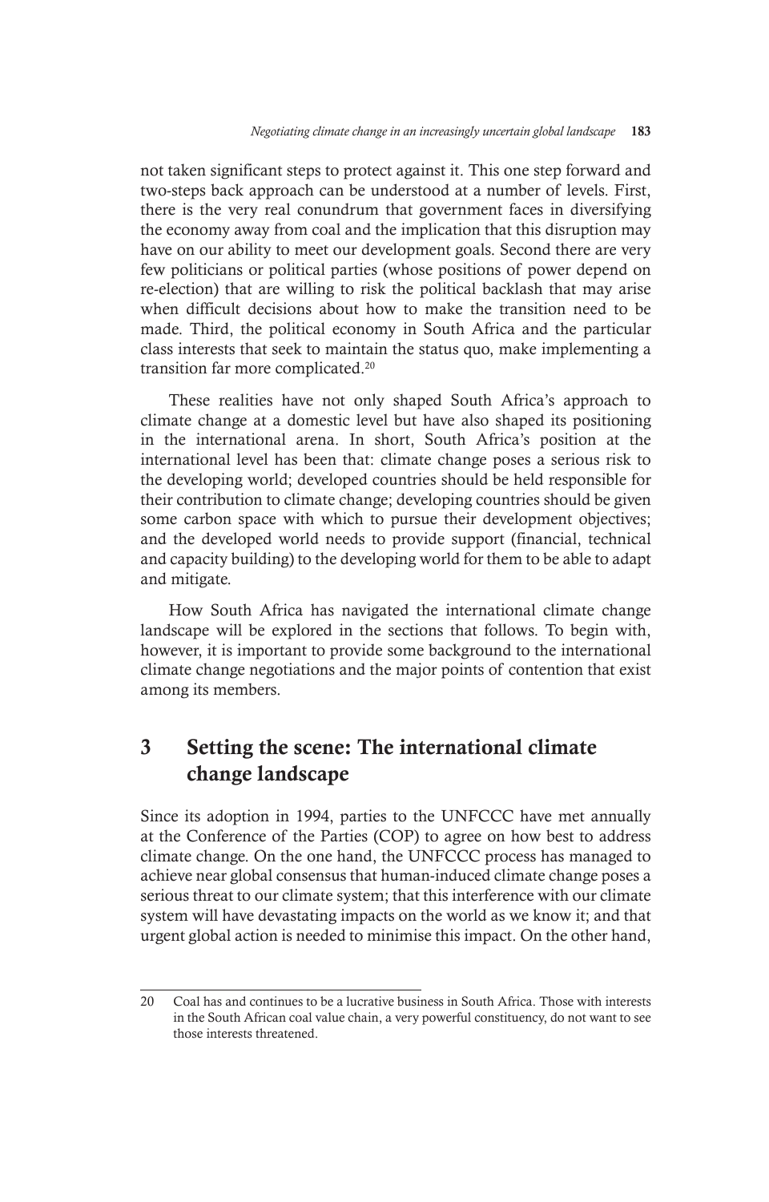not taken significant steps to protect against it. This one step forward and two-steps back approach can be understood at a number of levels. First, there is the very real conundrum that government faces in diversifying the economy away from coal and the implication that this disruption may have on our ability to meet our development goals. Second there are very few politicians or political parties (whose positions of power depend on re-election) that are willing to risk the political backlash that may arise when difficult decisions about how to make the transition need to be made. Third, the political economy in South Africa and the particular class interests that seek to maintain the status quo, make implementing a transition far more complicated.[20]

These realities have not only shaped South Africa's approach to climate change at a domestic level but have also shaped its positioning in the international arena. In short, South Africa's position at the international level has been that: climate change poses a serious risk to the developing world; developed countries should be held responsible for their contribution to climate change; developing countries should be given some carbon space with which to pursue their development objectives; and the developed world needs to provide support (financial, technical and capacity building) to the developing world for them to be able to adapt and mitigate.

How South Africa has navigated the international climate change landscape will be explored in the sections that follows. To begin with, however, it is important to provide some background to the international climate change negotiations and the major points of contention that exist among its members.

## 3 Setting the scene: The international climate change landscape

Since its adoption in 1994, parties to the UNFCCC have met annually at the Conference of the Parties (COP) to agree on how best to address climate change. On the one hand, the UNFCCC process has managed to achieve near global consensus that human-induced climate change poses a serious threat to our climate system; that this interference with our climate system will have devastating impacts on the world as we know it; and that urgent global action is needed to minimise this impact. On the other hand,

---

20 Coal has and continues to be a lucrative business in South Africa. Those with interests in the South African coal value chain, a very powerful constituency, do not want to see those interests threatened.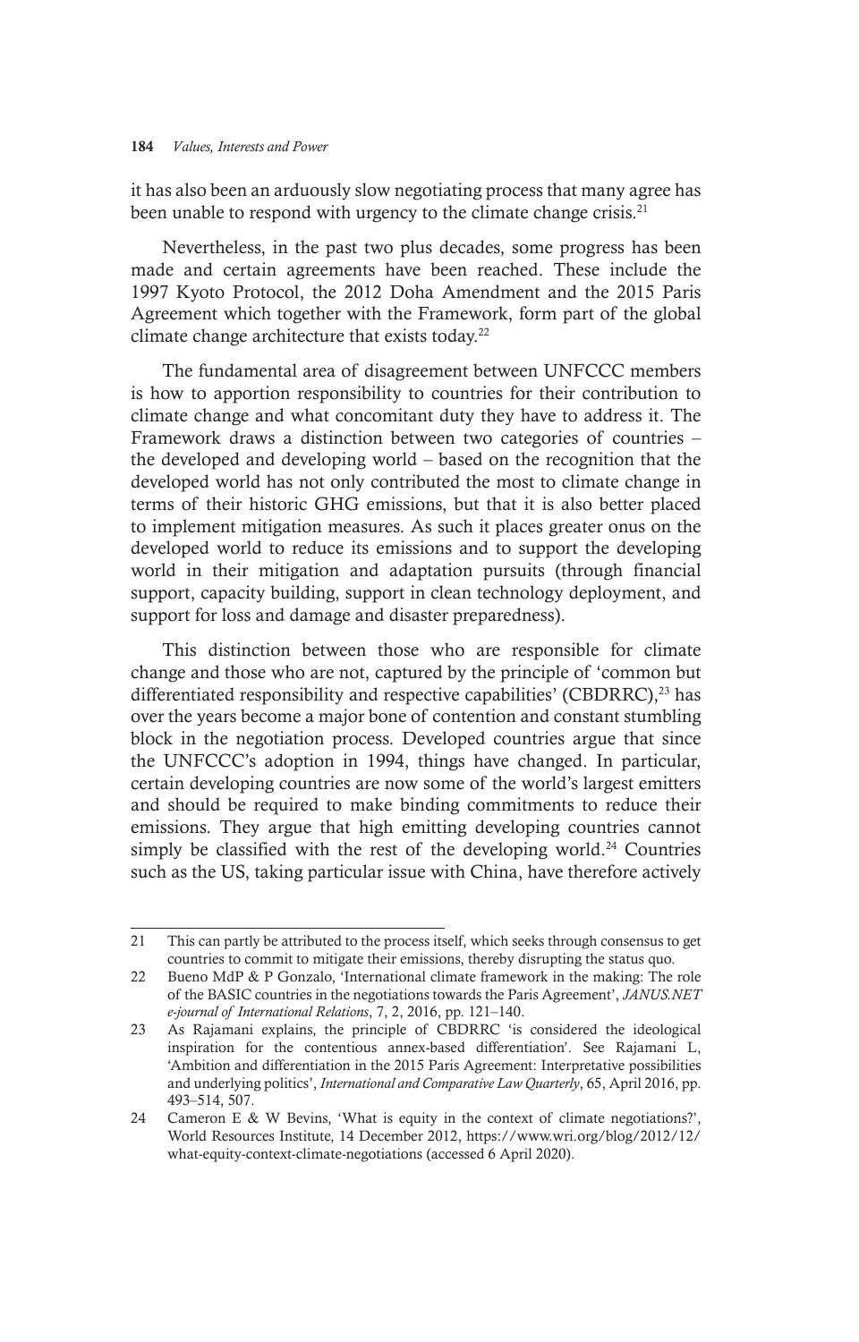it has also been an arduously slow negotiating process that many agree has been unable to respond with urgency to the climate change crisis.[21]

Nevertheless, in the past two plus decades, some progress has been made and certain agreements have been reached. These include the 1997 Kyoto Protocol, the 2012 Doha Amendment and the 2015 Paris Agreement which together with the Framework, form part of the global climate change architecture that exists today.[22]

The fundamental area of disagreement between UNFCCC members is how to apportion responsibility to countries for their contribution to climate change and what concomitant duty they have to address it. The Framework draws a distinction between two categories of countries – the developed and developing world – based on the recognition that the developed world has not only contributed the most to climate change in terms of their historic GHG emissions, but that it is also better placed to implement mitigation measures. As such it places greater onus on the developed world to reduce its emissions and to support the developing world in their mitigation and adaptation pursuits (through financial support, capacity building, support in clean technology deployment, and support for loss and damage and disaster preparedness).

This distinction between those who are responsible for climate change and those who are not, captured by the principle of 'common but differentiated responsibility and respective capabilities' (CBDRRC),[23] has over the years become a major bone of contention and constant stumbling block in the negotiation process. Developed countries argue that since the UNFCCC's adoption in 1994, things have changed. In particular, certain developing countries are now some of the world's largest emitters and should be required to make binding commitments to reduce their emissions. They argue that high emitting developing countries cannot simply be classified with the rest of the developing world.[24] Countries such as the US, taking particular issue with China, have therefore actively

---

21 This can partly be attributed to the process itself, which seeks through consensus to get countries to commit to mitigate their emissions, thereby disrupting the status quo.

22 Bueno MdP & P Gonzalo, 'International climate framework in the making: The role of the BASIC countries in the negotiations towards the Paris Agreement', *JANUS.NET e-journal of International Relations*, 7, 2, 2016, pp. 121–140.

23 As Rajamani explains, the principle of CBDRRC 'is considered the ideological inspiration for the contentious annex-based differentiation'. See Rajamani L, 'Ambition and differentiation in the 2015 Paris Agreement: Interpretative possibilities and underlying politics', *International and Comparative Law Quarterly*, 65, April 2016, pp. 493–514, 507.

24 Cameron E & W Bevins, 'What is equity in the context of climate negotiations?', World Resources Institute, 14 December 2012, https://www.wri.org/blog/2012/12/what-equity-context-climate-negotiations (accessed 6 April 2020).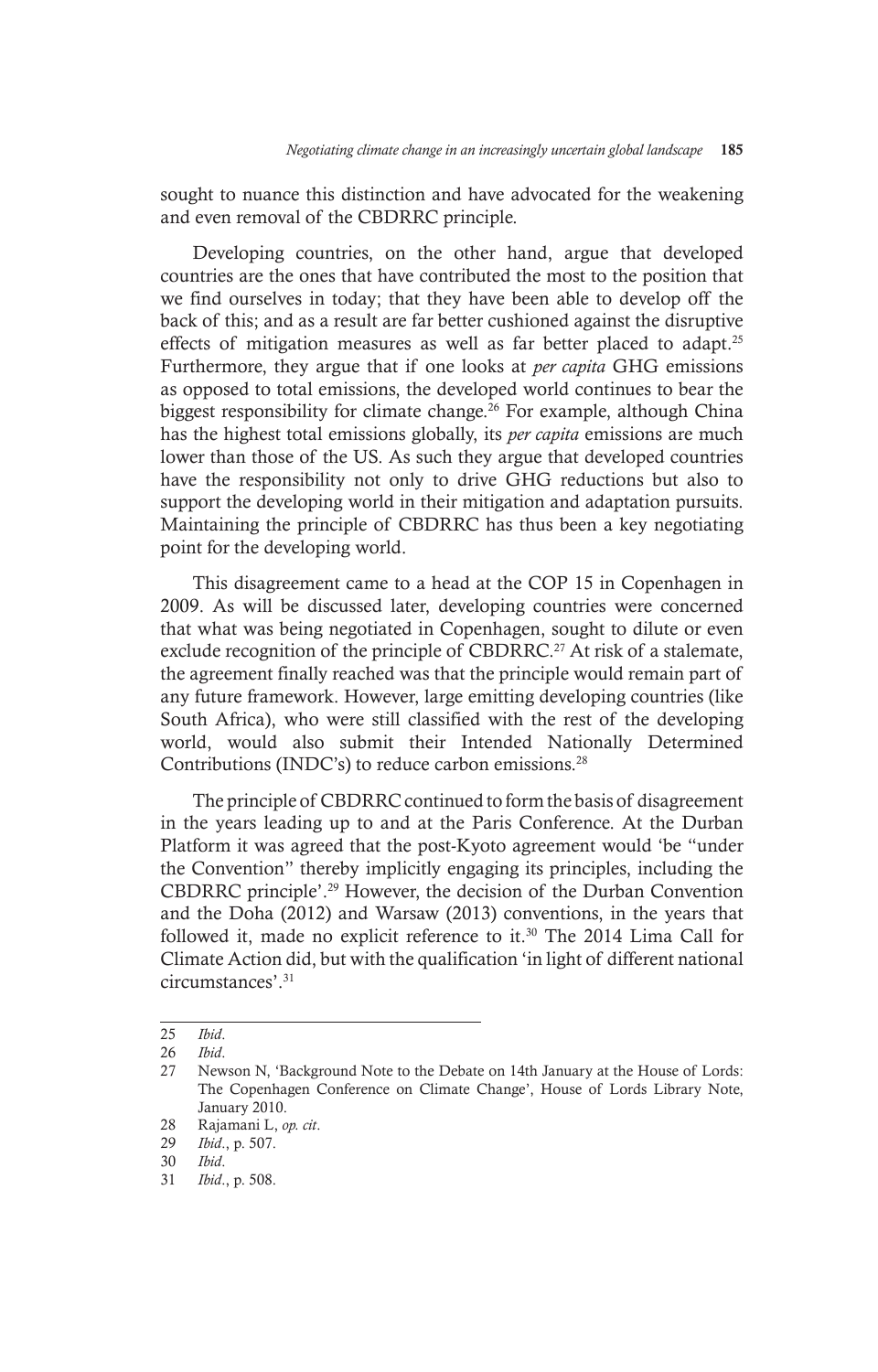sought to nuance this distinction and have advocated for the weakening and even removal of the CBDRRC principle.

Developing countries, on the other hand, argue that developed countries are the ones that have contributed the most to the position that we find ourselves in today; that they have been able to develop off the back of this; and as a result are far better cushioned against the disruptive effects of mitigation measures as well as far better placed to adapt.[25] Furthermore, they argue that if one looks at *per capita* GHG emissions as opposed to total emissions, the developed world continues to bear the biggest responsibility for climate change.[26] For example, although China has the highest total emissions globally, its *per capita* emissions are much lower than those of the US. As such they argue that developed countries have the responsibility not only to drive GHG reductions but also to support the developing world in their mitigation and adaptation pursuits. Maintaining the principle of CBDRRC has thus been a key negotiating point for the developing world.

This disagreement came to a head at the COP 15 in Copenhagen in 2009. As will be discussed later, developing countries were concerned that what was being negotiated in Copenhagen, sought to dilute or even exclude recognition of the principle of CBDRRC.[27] At risk of a stalemate, the agreement finally reached was that the principle would remain part of any future framework. However, large emitting developing countries (like South Africa), who were still classified with the rest of the developing world, would also submit their Intended Nationally Determined Contributions (INDC's) to reduce carbon emissions.[28]

The principle of CBDRRC continued to form the basis of disagreement in the years leading up to and at the Paris Conference. At the Durban Platform it was agreed that the post-Kyoto agreement would 'be "under the Convention" thereby implicitly engaging its principles, including the CBDRRC principle'.[29] However, the decision of the Durban Convention and the Doha (2012) and Warsaw (2013) conventions, in the years that followed it, made no explicit reference to it.[30] The 2014 Lima Call for Climate Action did, but with the qualification 'in light of different national circumstances'.[31]

---

25 *Ibid*.

26 *Ibid*.

27 Newson N, 'Background Note to the Debate on 14th January at the House of Lords: The Copenhagen Conference on Climate Change', House of Lords Library Note, January 2010.

28 Rajamani L, *op. cit*.

29 *Ibid*., p. 507.

30 *Ibid*.

31 *Ibid*., p. 508.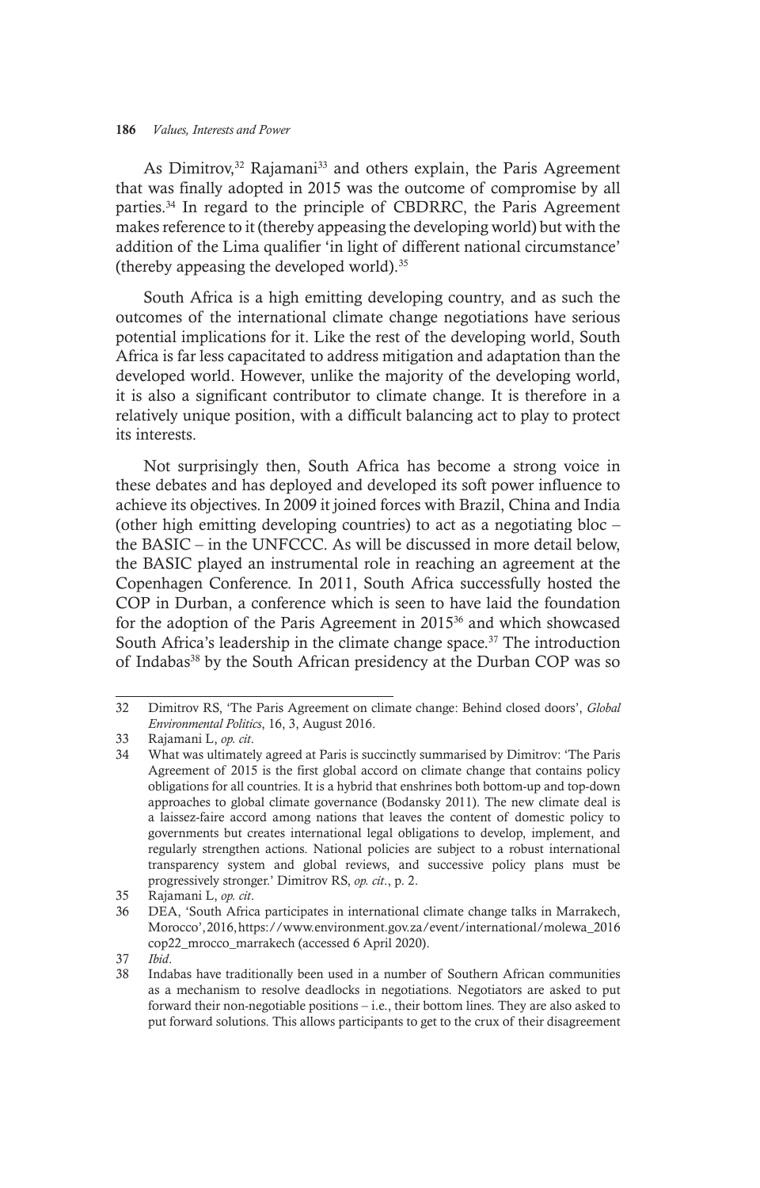As Dimitrov,[32] Rajamani[33] and others explain, the Paris Agreement that was finally adopted in 2015 was the outcome of compromise by all parties.[34] In regard to the principle of CBDRRC, the Paris Agreement makes reference to it (thereby appeasing the developing world) but with the addition of the Lima qualifier 'in light of different national circumstance' (thereby appeasing the developed world).[35]

South Africa is a high emitting developing country, and as such the outcomes of the international climate change negotiations have serious potential implications for it. Like the rest of the developing world, South Africa is far less capacitated to address mitigation and adaptation than the developed world. However, unlike the majority of the developing world, it is also a significant contributor to climate change. It is therefore in a relatively unique position, with a difficult balancing act to play to protect its interests.

Not surprisingly then, South Africa has become a strong voice in these debates and has deployed and developed its soft power influence to achieve its objectives. In 2009 it joined forces with Brazil, China and India (other high emitting developing countries) to act as a negotiating bloc – the BASIC – in the UNFCCC. As will be discussed in more detail below, the BASIC played an instrumental role in reaching an agreement at the Copenhagen Conference. In 2011, South Africa successfully hosted the COP in Durban, a conference which is seen to have laid the foundation for the adoption of the Paris Agreement in 2015[36] and which showcased South Africa's leadership in the climate change space.[37] The introduction of Indabas[38] by the South African presidency at the Durban COP was so

---

32 Dimitrov RS, 'The Paris Agreement on climate change: Behind closed doors', *Global Environmental Politics*, 16, 3, August 2016.

33 Rajamani L, *op. cit*.

34 What was ultimately agreed at Paris is succinctly summarised by Dimitrov: 'The Paris Agreement of 2015 is the first global accord on climate change that contains policy obligations for all countries. It is a hybrid that enshrines both bottom-up and top-down approaches to global climate governance (Bodansky 2011). The new climate deal is a laissez-faire accord among nations that leaves the content of domestic policy to governments but creates international legal obligations to develop, implement, and regularly strengthen actions. National policies are subject to a robust international transparency system and global reviews, and successive policy plans must be progressively stronger.' Dimitrov RS, *op. cit*., p. 2.

35 Rajamani L, *op. cit*.

36 DEA, 'South Africa participates in international climate change talks in Marrakech, Morocco', 2016, https://www.environment.gov.za/event/international/molewa_2016cop22_mrocco_marrakech (accessed 6 April 2020).

37 *Ibid*.

38 Indabas have traditionally been used in a number of Southern African communities as a mechanism to resolve deadlocks in negotiations. Negotiators are asked to put forward their non-negotiable positions – i.e., their bottom lines. They are also asked to put forward solutions. This allows participants to get to the crux of their disagreement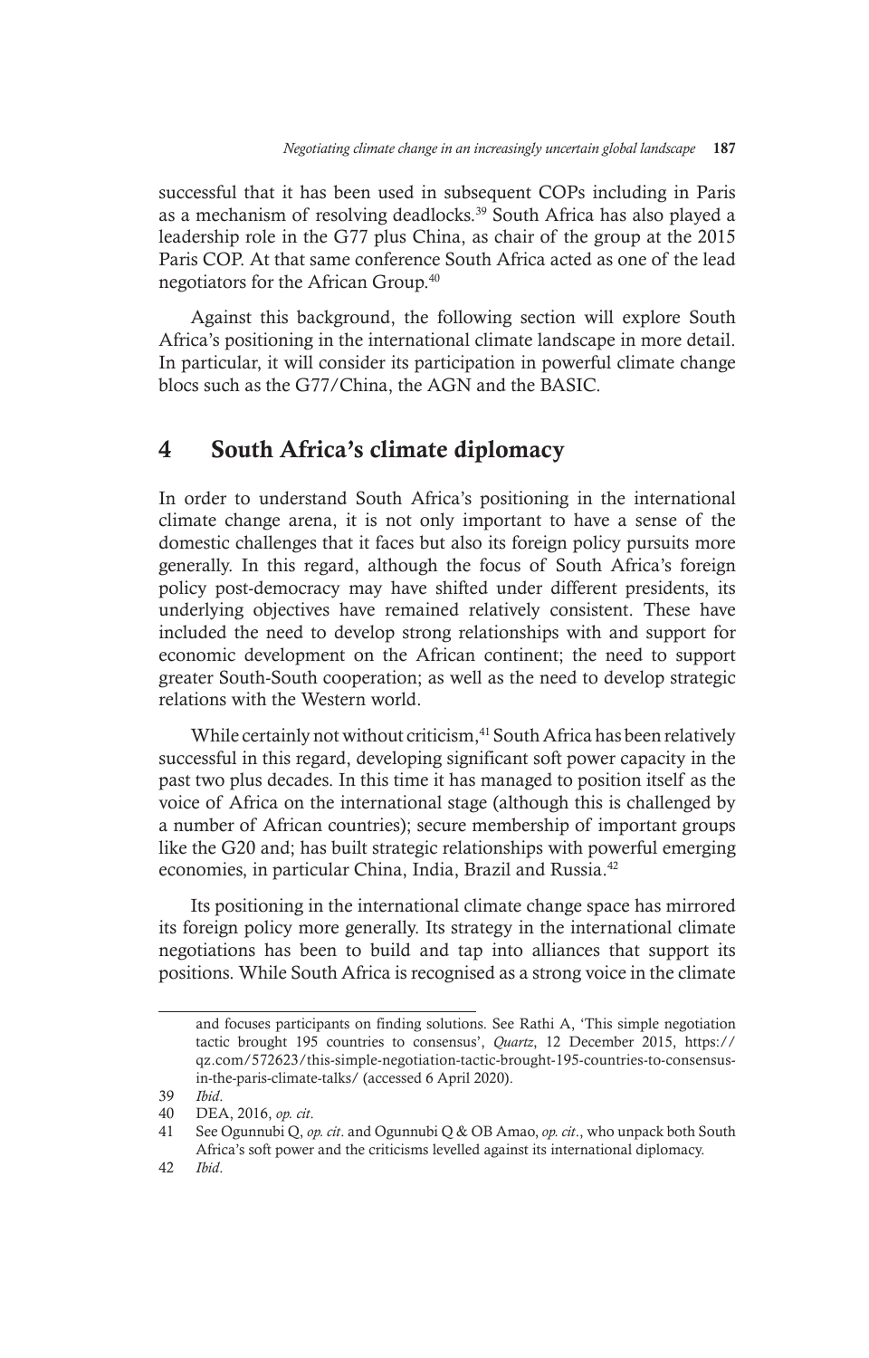successful that it has been used in subsequent COPs including in Paris as a mechanism of resolving deadlocks.[39] South Africa has also played a leadership role in the G77 plus China, as chair of the group at the 2015 Paris COP. At that same conference South Africa acted as one of the lead negotiators for the African Group.[40]

Against this background, the following section will explore South Africa's positioning in the international climate landscape in more detail. In particular, it will consider its participation in powerful climate change blocs such as the G77/China, the AGN and the BASIC.

## 4 South Africa's climate diplomacy

In order to understand South Africa's positioning in the international climate change arena, it is not only important to have a sense of the domestic challenges that it faces but also its foreign policy pursuits more generally. In this regard, although the focus of South Africa's foreign policy post-democracy may have shifted under different presidents, its underlying objectives have remained relatively consistent. These have included the need to develop strong relationships with and support for economic development on the African continent; the need to support greater South-South cooperation; as well as the need to develop strategic relations with the Western world.

While certainly not without criticism,[41] South Africa has been relatively successful in this regard, developing significant soft power capacity in the past two plus decades. In this time it has managed to position itself as the voice of Africa on the international stage (although this is challenged by a number of African countries); secure membership of important groups like the G20 and; has built strategic relationships with powerful emerging economies, in particular China, India, Brazil and Russia.[42]

Its positioning in the international climate change space has mirrored its foreign policy more generally. Its strategy in the international climate negotiations has been to build and tap into alliances that support its positions. While South Africa is recognised as a strong voice in the climate

---

and focuses participants on finding solutions. See Rathi A, 'This simple negotiation tactic brought 195 countries to consensus', *Quartz*, 12 December 2015, https://qz.com/572623/this-simple-negotiation-tactic-brought-195-countries-to-consensus-in-the-paris-climate-talks/ (accessed 6 April 2020).

39 *Ibid*.

40 DEA, 2016, *op. cit*.

41 See Ogunnubi Q, *op. cit*. and Ogunnubi Q & OB Amao, *op. cit*., who unpack both South Africa's soft power and the criticisms levelled against its international diplomacy.

42 *Ibid*.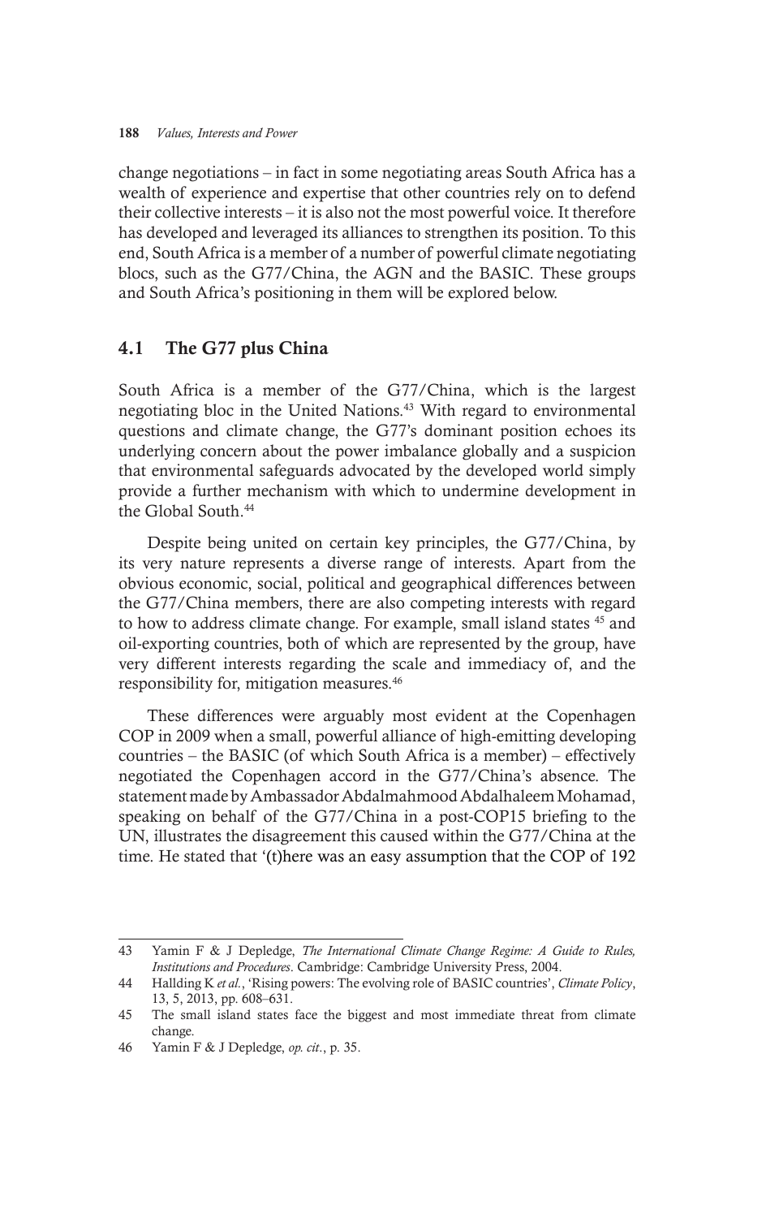change negotiations – in fact in some negotiating areas South Africa has a wealth of experience and expertise that other countries rely on to defend their collective interests – it is also not the most powerful voice. It therefore has developed and leveraged its alliances to strengthen its position. To this end, South Africa is a member of a number of powerful climate negotiating blocs, such as the G77/China, the AGN and the BASIC. These groups and South Africa's positioning in them will be explored below.

### 4.1 The G77 plus China

South Africa is a member of the G77/China, which is the largest negotiating bloc in the United Nations.[43] With regard to environmental questions and climate change, the G77's dominant position echoes its underlying concern about the power imbalance globally and a suspicion that environmental safeguards advocated by the developed world simply provide a further mechanism with which to undermine development in the Global South.[44]

Despite being united on certain key principles, the G77/China, by its very nature represents a diverse range of interests. Apart from the obvious economic, social, political and geographical differences between the G77/China members, there are also competing interests with regard to how to address climate change. For example, small island states [45] and oil-exporting countries, both of which are represented by the group, have very different interests regarding the scale and immediacy of, and the responsibility for, mitigation measures.[46]

These differences were arguably most evident at the Copenhagen COP in 2009 when a small, powerful alliance of high-emitting developing countries – the BASIC (of which South Africa is a member) – effectively negotiated the Copenhagen accord in the G77/China's absence. The statement made by Ambassador Abdalmahmood Abdalhaleem Mohamad, speaking on behalf of the G77/China in a post-COP15 briefing to the UN, illustrates the disagreement this caused within the G77/China at the time. He stated that '(t)here was an easy assumption that the COP of 192

---

43 Yamin F & J Depledge, *The International Climate Change Regime: A Guide to Rules, Institutions and Procedures*. Cambridge: Cambridge University Press, 2004.

44 Hallding K *et al.*, 'Rising powers: The evolving role of BASIC countries', *Climate Policy*, 13, 5, 2013, pp. 608–631.

45 The small island states face the biggest and most immediate threat from climate change.

46 Yamin F & J Depledge, *op. cit.*, p. 35.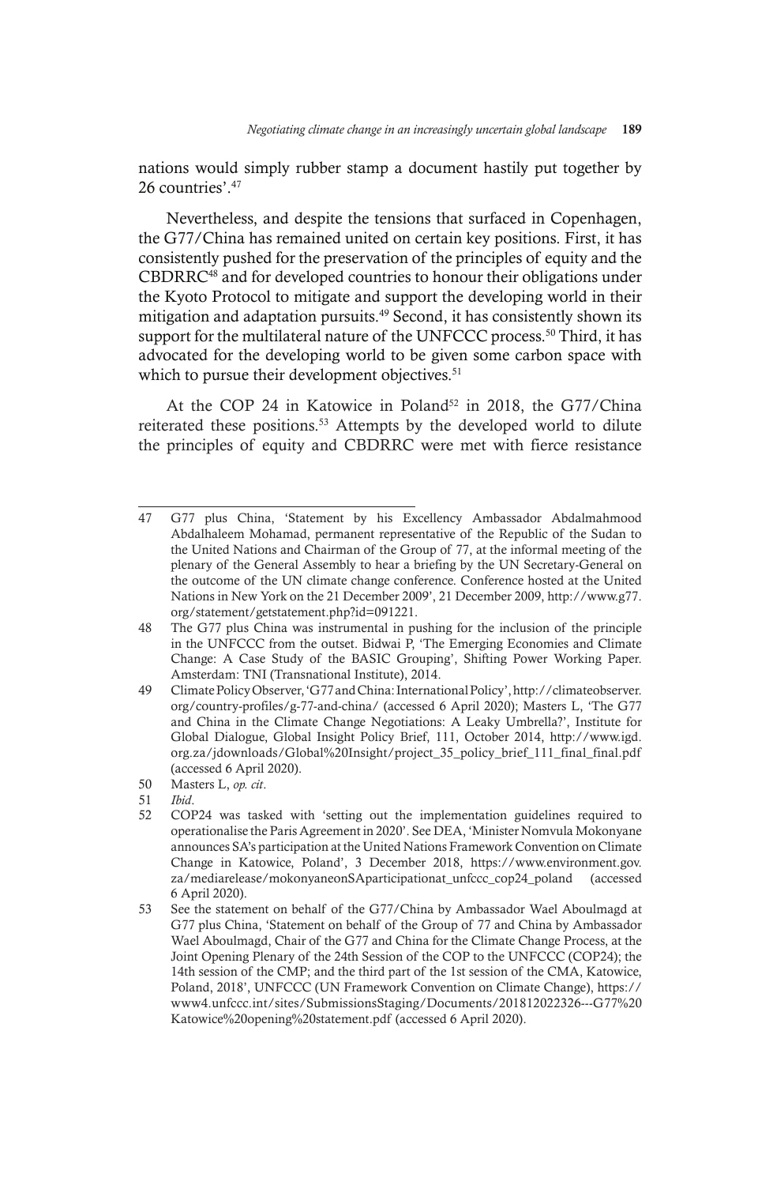nations would simply rubber stamp a document hastily put together by 26 countries'.[47]

Nevertheless, and despite the tensions that surfaced in Copenhagen, the G77/China has remained united on certain key positions. First, it has consistently pushed for the preservation of the principles of equity and the CBDRRC[48] and for developed countries to honour their obligations under the Kyoto Protocol to mitigate and support the developing world in their mitigation and adaptation pursuits.[49] Second, it has consistently shown its support for the multilateral nature of the UNFCCC process.[50] Third, it has advocated for the developing world to be given some carbon space with which to pursue their development objectives.[51]

At the COP 24 in Katowice in Poland[52] in 2018, the G77/China reiterated these positions.[53] Attempts by the developed world to dilute the principles of equity and CBDRRC were met with fierce resistance

---

47 G77 plus China, 'Statement by his Excellency Ambassador Abdalmahmood Abdalhaleem Mohamad, permanent representative of the Republic of the Sudan to the United Nations and Chairman of the Group of 77, at the informal meeting of the plenary of the General Assembly to hear a briefing by the UN Secretary-General on the outcome of the UN climate change conference. Conference hosted at the United Nations in New York on the 21 December 2009', 21 December 2009, http://www.g77.org/statement/getstatement.php?id=091221.

48 The G77 plus China was instrumental in pushing for the inclusion of the principle in the UNFCCC from the outset. Bidwai P, 'The Emerging Economies and Climate Change: A Case Study of the BASIC Grouping', Shifting Power Working Paper. Amsterdam: TNI (Transnational Institute), 2014.

49 Climate Policy Observer, 'G77 and China: International Policy', http://climateobserver.org/country-profiles/g-77-and-china/ (accessed 6 April 2020); Masters L, 'The G77 and China in the Climate Change Negotiations: A Leaky Umbrella?', Institute for Global Dialogue, Global Insight Policy Brief, 111, October 2014, http://www.igd.org.za/jdownloads/Global%20Insight/project_35_policy_brief_111_final_final.pdf (accessed 6 April 2020).

50 Masters L, *op. cit*.

51 *Ibid*.

52 COP24 was tasked with 'setting out the implementation guidelines required to operationalise the Paris Agreement in 2020'. See DEA, 'Minister Nomvula Mokonyane announces SA's participation at the United Nations Framework Convention on Climate Change in Katowice, Poland', 3 December 2018, https://www.environment.gov.za/mediarelease/mokonyaneonSAparticipationat_unfccc_cop24_poland (accessed 6 April 2020).

53 See the statement on behalf of the G77/China by Ambassador Wael Aboulmagd at G77 plus China, 'Statement on behalf of the Group of 77 and China by Ambassador Wael Aboulmagd, Chair of the G77 and China for the Climate Change Process, at the Joint Opening Plenary of the 24th Session of the COP to the UNFCCC (COP24); the 14th session of the CMP; and the third part of the 1st session of the CMA, Katowice, Poland, 2018', UNFCCC (UN Framework Convention on Climate Change), https://www4.unfccc.int/sites/SubmissionsStaging/Documents/201812022326---G77%20Katowice%20opening%20statement.pdf (accessed 6 April 2020).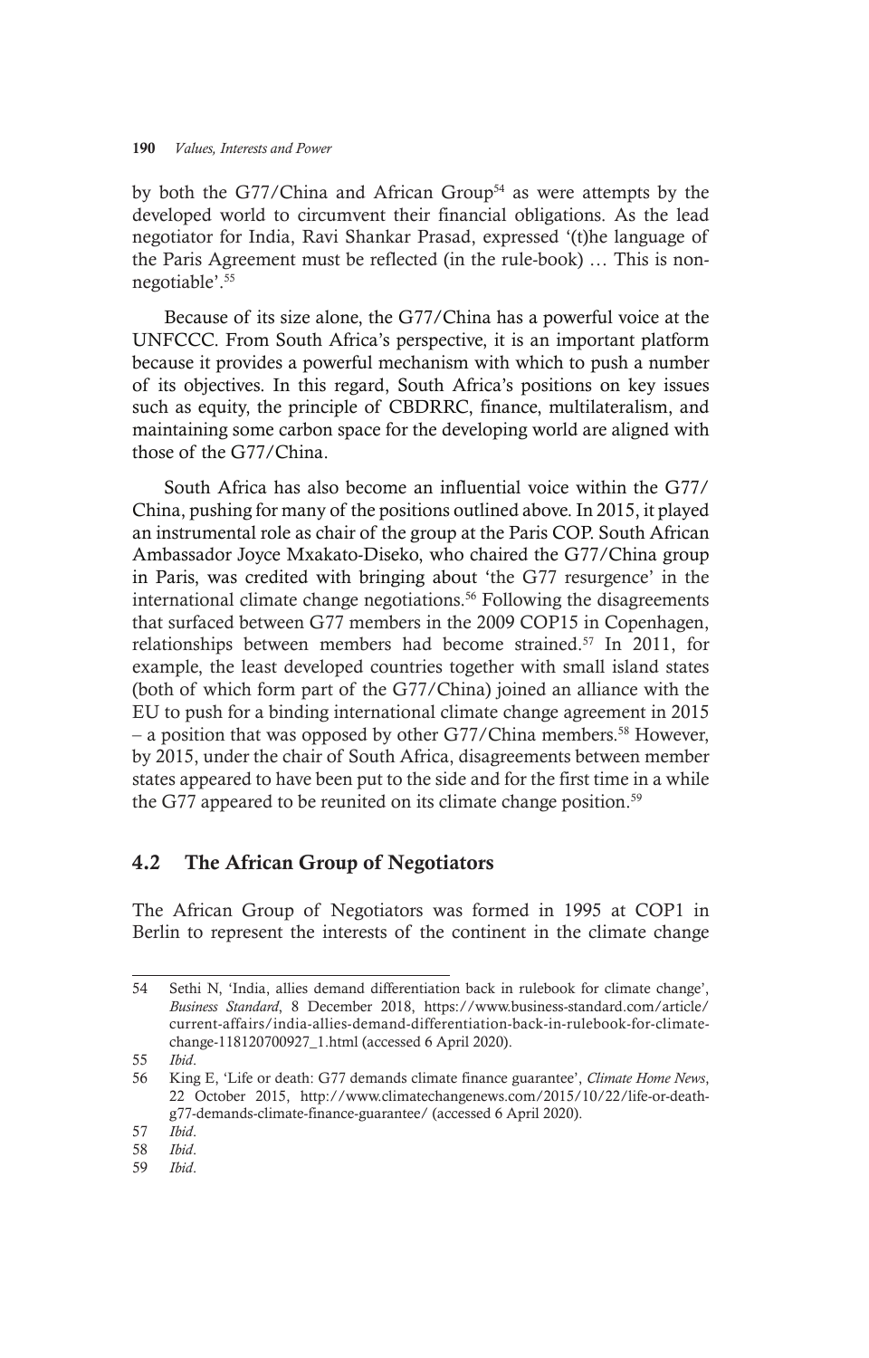by both the G77/China and African Group[54] as were attempts by the developed world to circumvent their financial obligations. As the lead negotiator for India, Ravi Shankar Prasad, expressed '(t)he language of the Paris Agreement must be reflected (in the rule-book) … This is non-negotiable'.[55]

Because of its size alone, the G77/China has a powerful voice at the UNFCCC. From South Africa's perspective, it is an important platform because it provides a powerful mechanism with which to push a number of its objectives. In this regard, South Africa's positions on key issues such as equity, the principle of CBDRRC, finance, multilateralism, and maintaining some carbon space for the developing world are aligned with those of the G77/China.

South Africa has also become an influential voice within the G77/China, pushing for many of the positions outlined above. In 2015, it played an instrumental role as chair of the group at the Paris COP. South African Ambassador Joyce Mxakato-Diseko, who chaired the G77/China group in Paris, was credited with bringing about 'the G77 resurgence' in the international climate change negotiations.[56] Following the disagreements that surfaced between G77 members in the 2009 COP15 in Copenhagen, relationships between members had become strained.[57] In 2011, for example, the least developed countries together with small island states (both of which form part of the G77/China) joined an alliance with the EU to push for a binding international climate change agreement in 2015 – a position that was opposed by other G77/China members.[58] However, by 2015, under the chair of South Africa, disagreements between member states appeared to have been put to the side and for the first time in a while the G77 appeared to be reunited on its climate change position.[59]

## 4.2 The African Group of Negotiators

The African Group of Negotiators was formed in 1995 at COP1 in Berlin to represent the interests of the continent in the climate change

---

54 Sethi N, 'India, allies demand differentiation back in rulebook for climate change', *Business Standard*, 8 December 2018, https://www.business-standard.com/article/current-affairs/india-allies-demand-differentiation-back-in-rulebook-for-climate-change-118120700927_1.html (accessed 6 April 2020).

55 *Ibid*.

56 King E, 'Life or death: G77 demands climate finance guarantee', *Climate Home News*, 22 October 2015, http://www.climatechangenews.com/2015/10/22/life-or-death-g77-demands-climate-finance-guarantee/ (accessed 6 April 2020).

57 *Ibid*.

58 *Ibid*.

59 *Ibid*.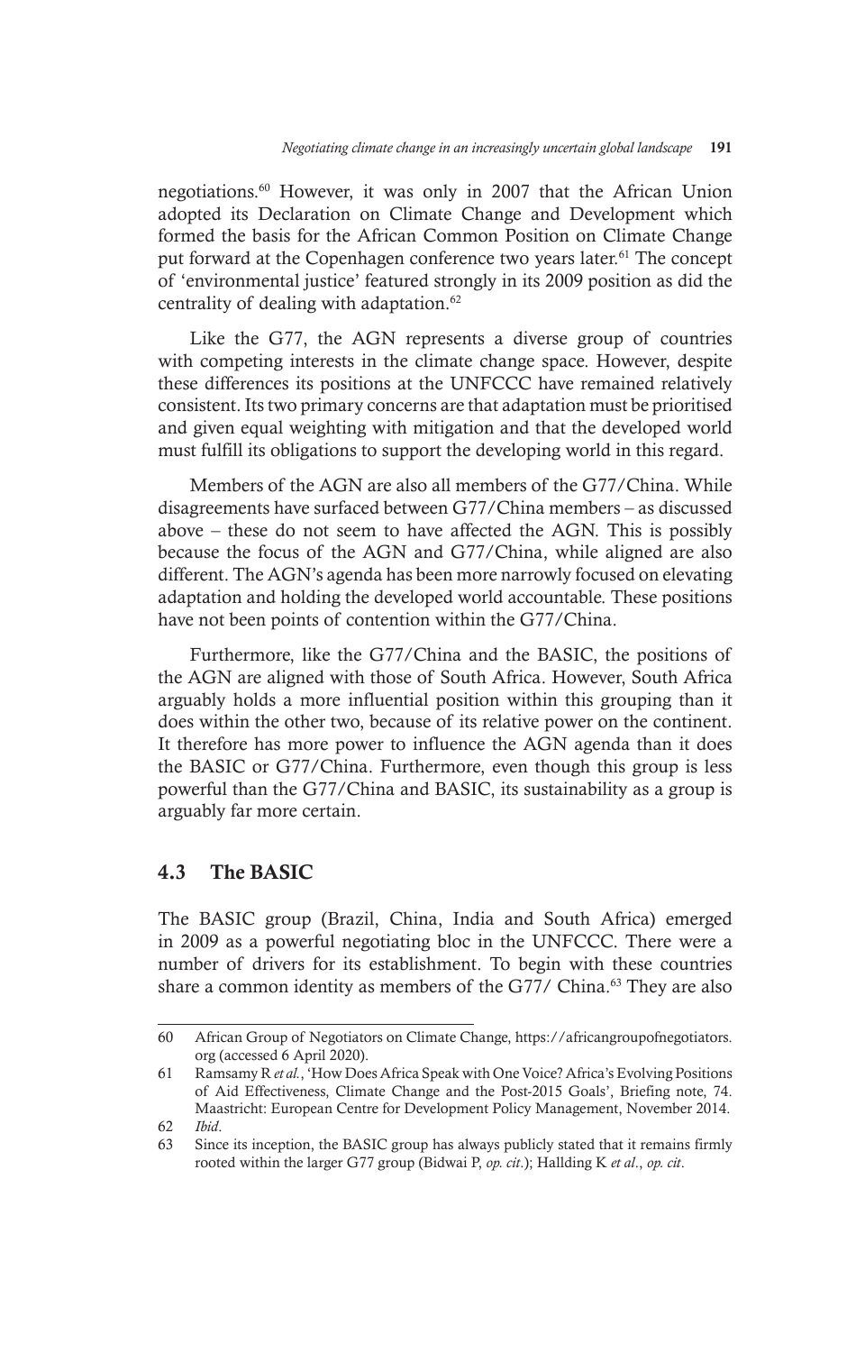negotiations.[60] However, it was only in 2007 that the African Union adopted its Declaration on Climate Change and Development which formed the basis for the African Common Position on Climate Change put forward at the Copenhagen conference two years later.[61] The concept of 'environmental justice' featured strongly in its 2009 position as did the centrality of dealing with adaptation.[62]

Like the G77, the AGN represents a diverse group of countries with competing interests in the climate change space. However, despite these differences its positions at the UNFCCC have remained relatively consistent. Its two primary concerns are that adaptation must be prioritised and given equal weighting with mitigation and that the developed world must fulfill its obligations to support the developing world in this regard.

Members of the AGN are also all members of the G77/China. While disagreements have surfaced between G77/China members – as discussed above – these do not seem to have affected the AGN. This is possibly because the focus of the AGN and G77/China, while aligned are also different. The AGN's agenda has been more narrowly focused on elevating adaptation and holding the developed world accountable. These positions have not been points of contention within the G77/China.

Furthermore, like the G77/China and the BASIC, the positions of the AGN are aligned with those of South Africa. However, South Africa arguably holds a more influential position within this grouping than it does within the other two, because of its relative power on the continent. It therefore has more power to influence the AGN agenda than it does the BASIC or G77/China. Furthermore, even though this group is less powerful than the G77/China and BASIC, its sustainability as a group is arguably far more certain.

### 4.3 The BASIC

The BASIC group (Brazil, China, India and South Africa) emerged in 2009 as a powerful negotiating bloc in the UNFCCC. There were a number of drivers for its establishment. To begin with these countries share a common identity as members of the G77/ China.[63] They are also

---

60 African Group of Negotiators on Climate Change, https://africangroupofnegotiators.org (accessed 6 April 2020).

61 Ramsamy R *et al.*, 'How Does Africa Speak with One Voice? Africa's Evolving Positions of Aid Effectiveness, Climate Change and the Post-2015 Goals', Briefing note, 74. Maastricht: European Centre for Development Policy Management, November 2014.

62 *Ibid*.

63 Since its inception, the BASIC group has always publicly stated that it remains firmly rooted within the larger G77 group (Bidwai P, *op. cit*.); Hallding K *et al*., *op. cit*.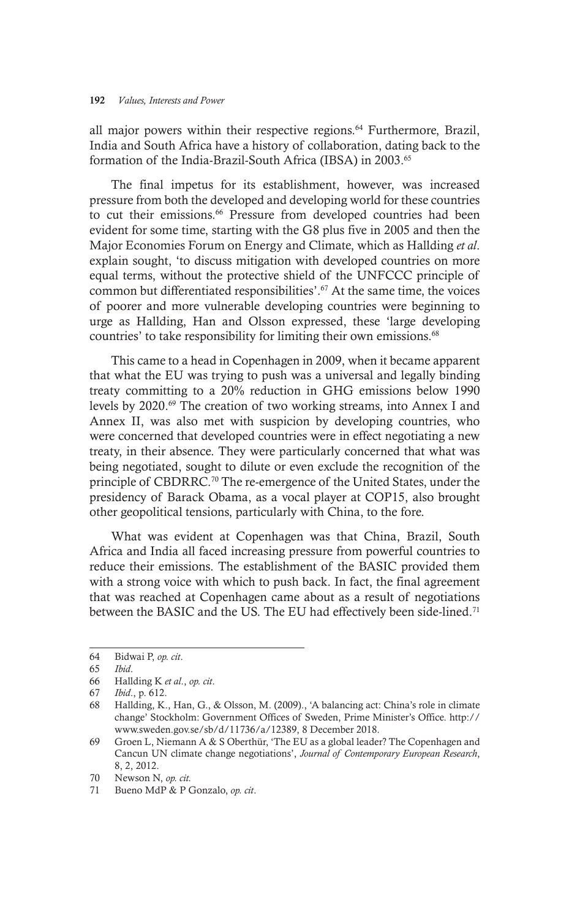all major powers within their respective regions.[64] Furthermore, Brazil, India and South Africa have a history of collaboration, dating back to the formation of the India-Brazil-South Africa (IBSA) in 2003.[65]

The final impetus for its establishment, however, was increased pressure from both the developed and developing world for these countries to cut their emissions.[66] Pressure from developed countries had been evident for some time, starting with the G8 plus five in 2005 and then the Major Economies Forum on Energy and Climate, which as Hallding *et al*. explain sought, 'to discuss mitigation with developed countries on more equal terms, without the protective shield of the UNFCCC principle of common but differentiated responsibilities'.[67] At the same time, the voices of poorer and more vulnerable developing countries were beginning to urge as Hallding, Han and Olsson expressed, these 'large developing countries' to take responsibility for limiting their own emissions.[68]

This came to a head in Copenhagen in 2009, when it became apparent that what the EU was trying to push was a universal and legally binding treaty committing to a 20% reduction in GHG emissions below 1990 levels by 2020.[69] The creation of two working streams, into Annex I and Annex II, was also met with suspicion by developing countries, who were concerned that developed countries were in effect negotiating a new treaty, in their absence. They were particularly concerned that what was being negotiated, sought to dilute or even exclude the recognition of the principle of CBDRRC.[70] The re-emergence of the United States, under the presidency of Barack Obama, as a vocal player at COP15, also brought other geopolitical tensions, particularly with China, to the fore.

What was evident at Copenhagen was that China, Brazil, South Africa and India all faced increasing pressure from powerful countries to reduce their emissions. The establishment of the BASIC provided them with a strong voice with which to push back. In fact, the final agreement that was reached at Copenhagen came about as a result of negotiations between the BASIC and the US. The EU had effectively been side-lined.[71]

---

64 Bidwai P, *op. cit*.

65 *Ibid*.

66 Hallding K *et al*., *op. cit*.

67 *Ibid*., p. 612.

68 Hallding, K., Han, G., & Olsson, M. (2009)., 'A balancing act: China's role in climate change' Stockholm: Government Offices of Sweden, Prime Minister's Office. http://www.sweden.gov.se/sb/d/11736/a/12389, 8 December 2018.

69 Groen L, Niemann A & S Oberthür, 'The EU as a global leader? The Copenhagen and Cancun UN climate change negotiations', *Journal of Contemporary European Research*, 8, 2, 2012.

70 Newson N, *op. cit.*

71 Bueno MdP & P Gonzalo, *op. cit*.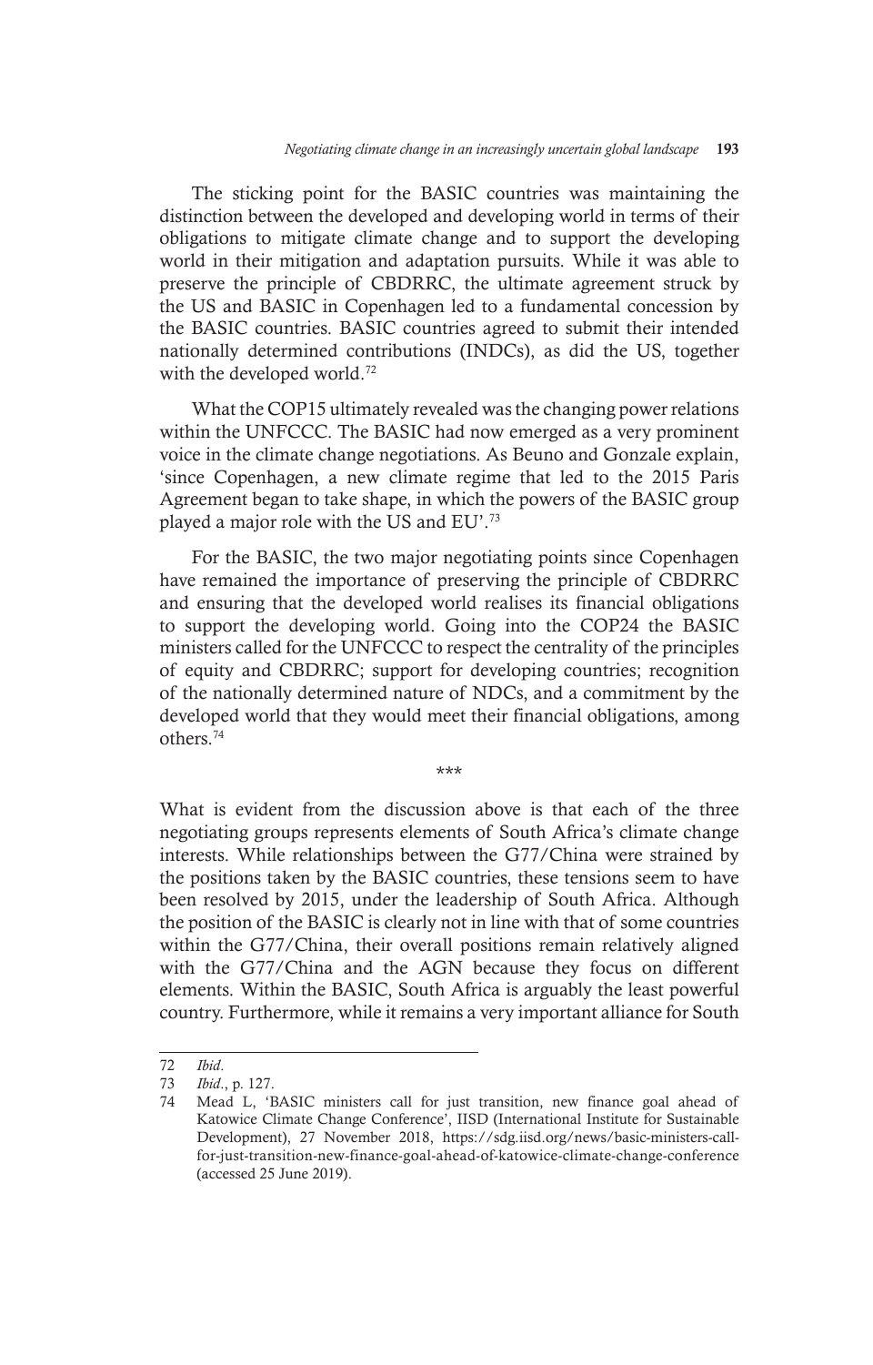The sticking point for the BASIC countries was maintaining the distinction between the developed and developing world in terms of their obligations to mitigate climate change and to support the developing world in their mitigation and adaptation pursuits. While it was able to preserve the principle of CBDRRC, the ultimate agreement struck by the US and BASIC in Copenhagen led to a fundamental concession by the BASIC countries. BASIC countries agreed to submit their intended nationally determined contributions (INDCs), as did the US, together with the developed world.[72]

What the COP15 ultimately revealed was the changing power relations within the UNFCCC. The BASIC had now emerged as a very prominent voice in the climate change negotiations. As Beuno and Gonzale explain, 'since Copenhagen, a new climate regime that led to the 2015 Paris Agreement began to take shape, in which the powers of the BASIC group played a major role with the US and EU'.[73]

For the BASIC, the two major negotiating points since Copenhagen have remained the importance of preserving the principle of CBDRRC and ensuring that the developed world realises its financial obligations to support the developing world. Going into the COP24 the BASIC ministers called for the UNFCCC to respect the centrality of the principles of equity and CBDRRC; support for developing countries; recognition of the nationally determined nature of NDCs, and a commitment by the developed world that they would meet their financial obligations, among others.[74]

\*\*\*

What is evident from the discussion above is that each of the three negotiating groups represents elements of South Africa's climate change interests. While relationships between the G77/China were strained by the positions taken by the BASIC countries, these tensions seem to have been resolved by 2015, under the leadership of South Africa. Although the position of the BASIC is clearly not in line with that of some countries within the G77/China, their overall positions remain relatively aligned with the G77/China and the AGN because they focus on different elements. Within the BASIC, South Africa is arguably the least powerful country. Furthermore, while it remains a very important alliance for South

---

72 *Ibid*.

73 *Ibid*., p. 127.

74 Mead L, 'BASIC ministers call for just transition, new finance goal ahead of Katowice Climate Change Conference', IISD (International Institute for Sustainable Development), 27 November 2018, https://sdg.iisd.org/news/basic-ministers-call-for-just-transition-new-finance-goal-ahead-of-katowice-climate-change-conference (accessed 25 June 2019).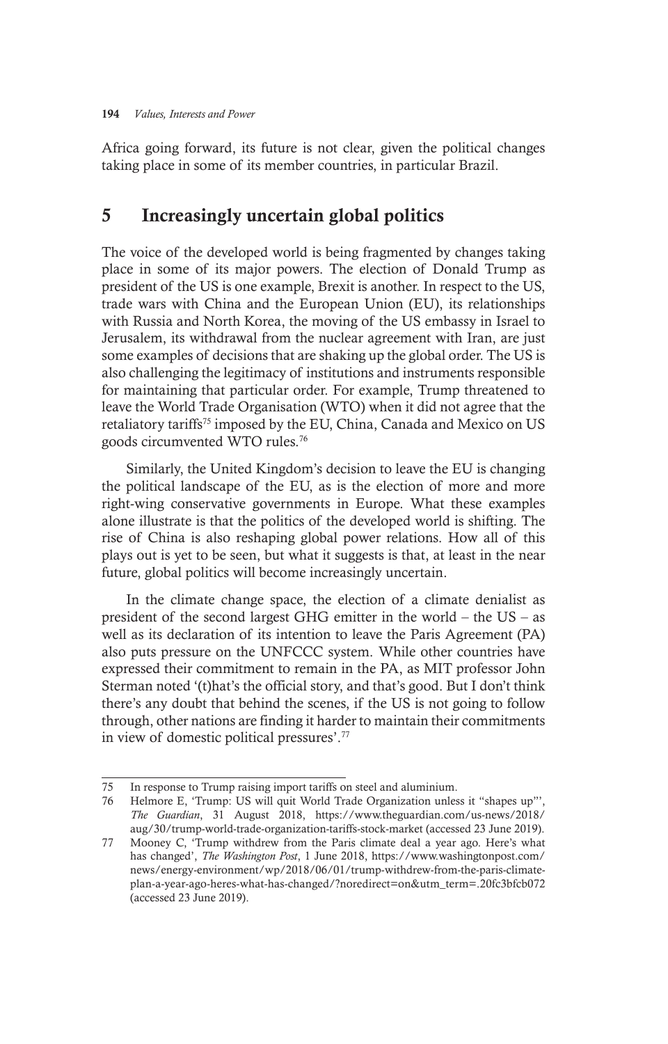Africa going forward, its future is not clear, given the political changes taking place in some of its member countries, in particular Brazil.

## 5 Increasingly uncertain global politics

The voice of the developed world is being fragmented by changes taking place in some of its major powers. The election of Donald Trump as president of the US is one example, Brexit is another. In respect to the US, trade wars with China and the European Union (EU), its relationships with Russia and North Korea, the moving of the US embassy in Israel to Jerusalem, its withdrawal from the nuclear agreement with Iran, are just some examples of decisions that are shaking up the global order. The US is also challenging the legitimacy of institutions and instruments responsible for maintaining that particular order. For example, Trump threatened to leave the World Trade Organisation (WTO) when it did not agree that the retaliatory tariffs[75] imposed by the EU, China, Canada and Mexico on US goods circumvented WTO rules.[76]

Similarly, the United Kingdom's decision to leave the EU is changing the political landscape of the EU, as is the election of more and more right-wing conservative governments in Europe. What these examples alone illustrate is that the politics of the developed world is shifting. The rise of China is also reshaping global power relations. How all of this plays out is yet to be seen, but what it suggests is that, at least in the near future, global politics will become increasingly uncertain.

In the climate change space, the election of a climate denialist as president of the second largest GHG emitter in the world – the US – as well as its declaration of its intention to leave the Paris Agreement (PA) also puts pressure on the UNFCCC system. While other countries have expressed their commitment to remain in the PA, as MIT professor John Sterman noted '(t)hat's the official story, and that's good. But I don't think there's any doubt that behind the scenes, if the US is not going to follow through, other nations are finding it harder to maintain their commitments in view of domestic political pressures'.[77]

---

75 In response to Trump raising import tariffs on steel and aluminium.

76 Helmore E, 'Trump: US will quit World Trade Organization unless it "shapes up"', *The Guardian*, 31 August 2018, https://www.theguardian.com/us-news/2018/aug/30/trump-world-trade-organization-tariffs-stock-market (accessed 23 June 2019).

77 Mooney C, 'Trump withdrew from the Paris climate deal a year ago. Here's what has changed', *The Washington Post*, 1 June 2018, https://www.washingtonpost.com/news/energy-environment/wp/2018/06/01/trump-withdrew-from-the-paris-climate-plan-a-year-ago-heres-what-has-changed/?noredirect=on&utm_term=.20fc3bfcb072 (accessed 23 June 2019).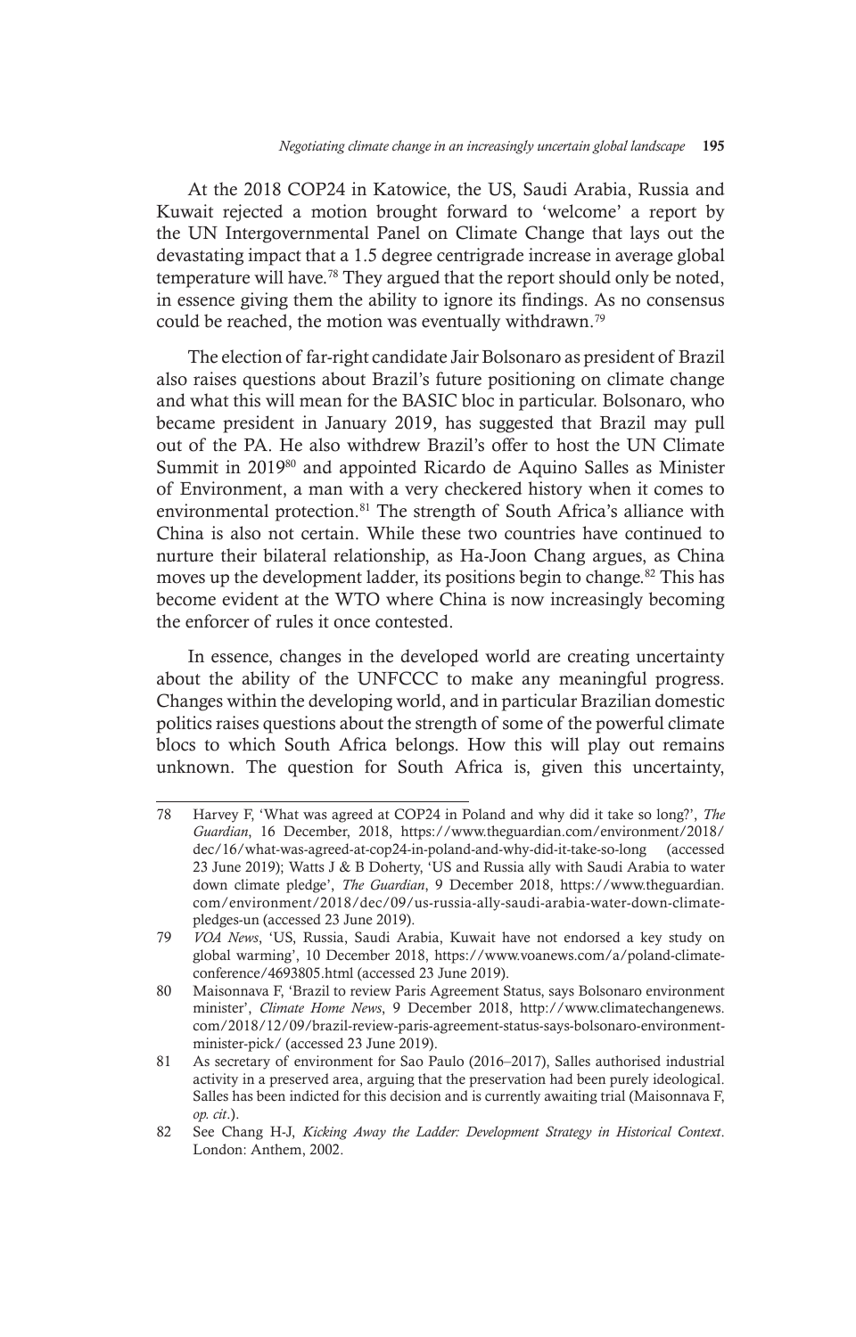At the 2018 COP24 in Katowice, the US, Saudi Arabia, Russia and Kuwait rejected a motion brought forward to 'welcome' a report by the UN Intergovernmental Panel on Climate Change that lays out the devastating impact that a 1.5 degree centrigrade increase in average global temperature will have.[78] They argued that the report should only be noted, in essence giving them the ability to ignore its findings. As no consensus could be reached, the motion was eventually withdrawn.[79]

The election of far-right candidate Jair Bolsonaro as president of Brazil also raises questions about Brazil's future positioning on climate change and what this will mean for the BASIC bloc in particular. Bolsonaro, who became president in January 2019, has suggested that Brazil may pull out of the PA. He also withdrew Brazil's offer to host the UN Climate Summit in 2019[80] and appointed Ricardo de Aquino Salles as Minister of Environment, a man with a very checkered history when it comes to environmental protection.[81] The strength of South Africa's alliance with China is also not certain. While these two countries have continued to nurture their bilateral relationship, as Ha-Joon Chang argues, as China moves up the development ladder, its positions begin to change.[82] This has become evident at the WTO where China is now increasingly becoming the enforcer of rules it once contested.

In essence, changes in the developed world are creating uncertainty about the ability of the UNFCCC to make any meaningful progress. Changes within the developing world, and in particular Brazilian domestic politics raises questions about the strength of some of the powerful climate blocs to which South Africa belongs. How this will play out remains unknown. The question for South Africa is, given this uncertainty,

---

78 Harvey F, 'What was agreed at COP24 in Poland and why did it take so long?', *The Guardian*, 16 December, 2018, https://www.theguardian.com/environment/2018/dec/16/what-was-agreed-at-cop24-in-poland-and-why-did-it-take-so-long (accessed 23 June 2019); Watts J & B Doherty, 'US and Russia ally with Saudi Arabia to water down climate pledge', *The Guardian*, 9 December 2018, https://www.theguardian.com/environment/2018/dec/09/us-russia-ally-saudi-arabia-water-down-climate-pledges-un (accessed 23 June 2019).

79 *VOA News*, 'US, Russia, Saudi Arabia, Kuwait have not endorsed a key study on global warming', 10 December 2018, https://www.voanews.com/a/poland-climate-conference/4693805.html (accessed 23 June 2019).

80 Maisonnava F, 'Brazil to review Paris Agreement Status, says Bolsonaro environment minister', *Climate Home News*, 9 December 2018, http://www.climatechangenews.com/2018/12/09/brazil-review-paris-agreement-status-says-bolsonaro-environment-minister-pick/ (accessed 23 June 2019).

81 As secretary of environment for Sao Paulo (2016–2017), Salles authorised industrial activity in a preserved area, arguing that the preservation had been purely ideological. Salles has been indicted for this decision and is currently awaiting trial (Maisonnava F, *op. cit*.).

82 See Chang H-J, *Kicking Away the Ladder: Development Strategy in Historical Context*. London: Anthem, 2002.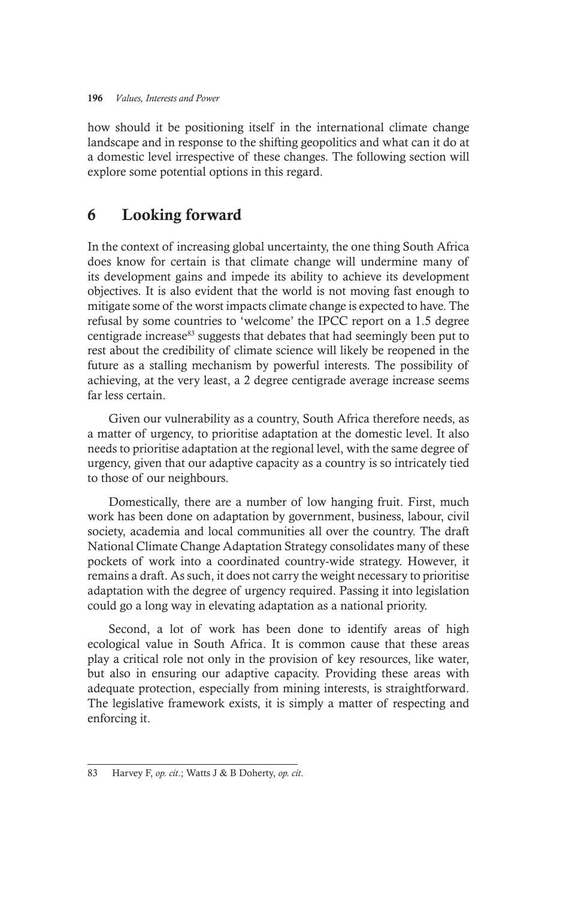how should it be positioning itself in the international climate change landscape and in response to the shifting geopolitics and what can it do at a domestic level irrespective of these changes. The following section will explore some potential options in this regard.

## 6 Looking forward

In the context of increasing global uncertainty, the one thing South Africa does know for certain is that climate change will undermine many of its development gains and impede its ability to achieve its development objectives. It is also evident that the world is not moving fast enough to mitigate some of the worst impacts climate change is expected to have. The refusal by some countries to 'welcome' the IPCC report on a 1.5 degree centigrade increase[83] suggests that debates that had seemingly been put to rest about the credibility of climate science will likely be reopened in the future as a stalling mechanism by powerful interests. The possibility of achieving, at the very least, a 2 degree centigrade average increase seems far less certain.

Given our vulnerability as a country, South Africa therefore needs, as a matter of urgency, to prioritise adaptation at the domestic level. It also needs to prioritise adaptation at the regional level, with the same degree of urgency, given that our adaptive capacity as a country is so intricately tied to those of our neighbours.

Domestically, there are a number of low hanging fruit. First, much work has been done on adaptation by government, business, labour, civil society, academia and local communities all over the country. The draft National Climate Change Adaptation Strategy consolidates many of these pockets of work into a coordinated country-wide strategy. However, it remains a draft. As such, it does not carry the weight necessary to prioritise adaptation with the degree of urgency required. Passing it into legislation could go a long way in elevating adaptation as a national priority.

Second, a lot of work has been done to identify areas of high ecological value in South Africa. It is common cause that these areas play a critical role not only in the provision of key resources, like water, but also in ensuring our adaptive capacity. Providing these areas with adequate protection, especially from mining interests, is straightforward. The legislative framework exists, it is simply a matter of respecting and enforcing it.

---

83 Harvey F, *op. cit.*; Watts J & B Doherty, *op. cit*.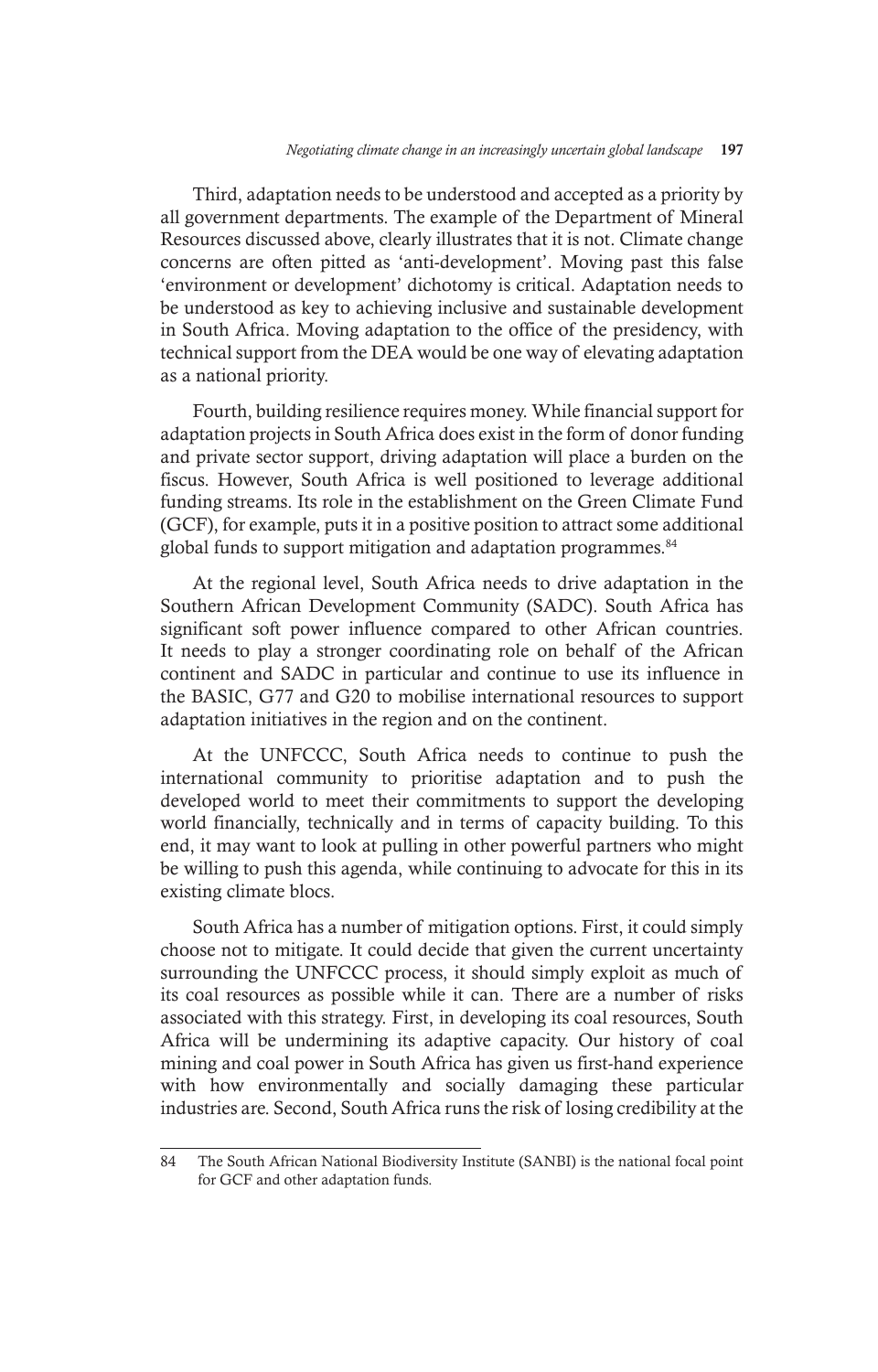Third, adaptation needs to be understood and accepted as a priority by all government departments. The example of the Department of Mineral Resources discussed above, clearly illustrates that it is not. Climate change concerns are often pitted as 'anti-development'. Moving past this false 'environment or development' dichotomy is critical. Adaptation needs to be understood as key to achieving inclusive and sustainable development in South Africa. Moving adaptation to the office of the presidency, with technical support from the DEA would be one way of elevating adaptation as a national priority.

Fourth, building resilience requires money. While financial support for adaptation projects in South Africa does exist in the form of donor funding and private sector support, driving adaptation will place a burden on the fiscus. However, South Africa is well positioned to leverage additional funding streams. Its role in the establishment on the Green Climate Fund (GCF), for example, puts it in a positive position to attract some additional global funds to support mitigation and adaptation programmes.[84]

At the regional level, South Africa needs to drive adaptation in the Southern African Development Community (SADC). South Africa has significant soft power influence compared to other African countries. It needs to play a stronger coordinating role on behalf of the African continent and SADC in particular and continue to use its influence in the BASIC, G77 and G20 to mobilise international resources to support adaptation initiatives in the region and on the continent.

At the UNFCCC, South Africa needs to continue to push the international community to prioritise adaptation and to push the developed world to meet their commitments to support the developing world financially, technically and in terms of capacity building. To this end, it may want to look at pulling in other powerful partners who might be willing to push this agenda, while continuing to advocate for this in its existing climate blocs.

South Africa has a number of mitigation options. First, it could simply choose not to mitigate. It could decide that given the current uncertainty surrounding the UNFCCC process, it should simply exploit as much of its coal resources as possible while it can. There are a number of risks associated with this strategy. First, in developing its coal resources, South Africa will be undermining its adaptive capacity. Our history of coal mining and coal power in South Africa has given us first-hand experience with how environmentally and socially damaging these particular industries are. Second, South Africa runs the risk of losing credibility at the

---

84 The South African National Biodiversity Institute (SANBI) is the national focal point for GCF and other adaptation funds.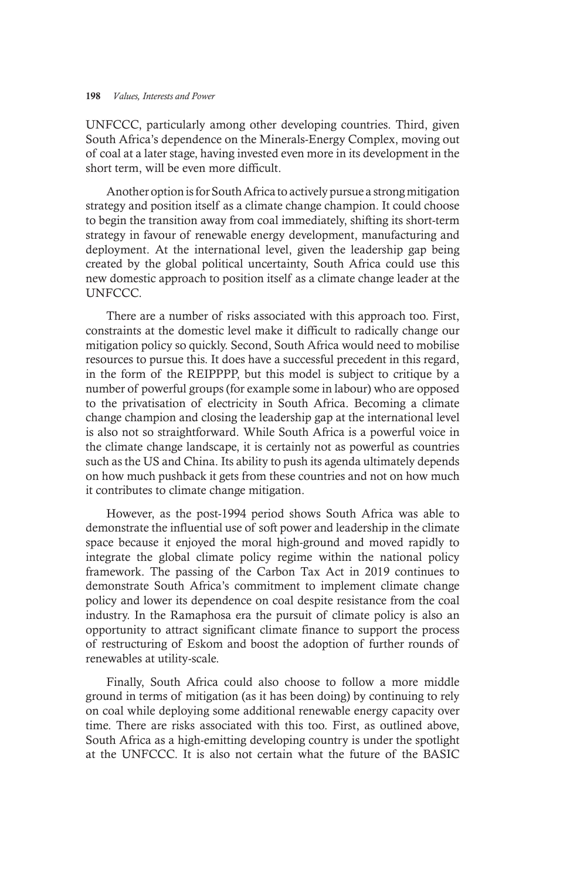UNFCCC, particularly among other developing countries. Third, given South Africa's dependence on the Minerals-Energy Complex, moving out of coal at a later stage, having invested even more in its development in the short term, will be even more difficult.

Another option is for South Africa to actively pursue a strong mitigation strategy and position itself as a climate change champion. It could choose to begin the transition away from coal immediately, shifting its short-term strategy in favour of renewable energy development, manufacturing and deployment. At the international level, given the leadership gap being created by the global political uncertainty, South Africa could use this new domestic approach to position itself as a climate change leader at the UNFCCC.

There are a number of risks associated with this approach too. First, constraints at the domestic level make it difficult to radically change our mitigation policy so quickly. Second, South Africa would need to mobilise resources to pursue this. It does have a successful precedent in this regard, in the form of the REIPPPP, but this model is subject to critique by a number of powerful groups (for example some in labour) who are opposed to the privatisation of electricity in South Africa. Becoming a climate change champion and closing the leadership gap at the international level is also not so straightforward. While South Africa is a powerful voice in the climate change landscape, it is certainly not as powerful as countries such as the US and China. Its ability to push its agenda ultimately depends on how much pushback it gets from these countries and not on how much it contributes to climate change mitigation.

However, as the post-1994 period shows South Africa was able to demonstrate the influential use of soft power and leadership in the climate space because it enjoyed the moral high-ground and moved rapidly to integrate the global climate policy regime within the national policy framework. The passing of the Carbon Tax Act in 2019 continues to demonstrate South Africa's commitment to implement climate change policy and lower its dependence on coal despite resistance from the coal industry. In the Ramaphosa era the pursuit of climate policy is also an opportunity to attract significant climate finance to support the process of restructuring of Eskom and boost the adoption of further rounds of renewables at utility-scale.

Finally, South Africa could also choose to follow a more middle ground in terms of mitigation (as it has been doing) by continuing to rely on coal while deploying some additional renewable energy capacity over time. There are risks associated with this too. First, as outlined above, South Africa as a high-emitting developing country is under the spotlight at the UNFCCC. It is also not certain what the future of the BASIC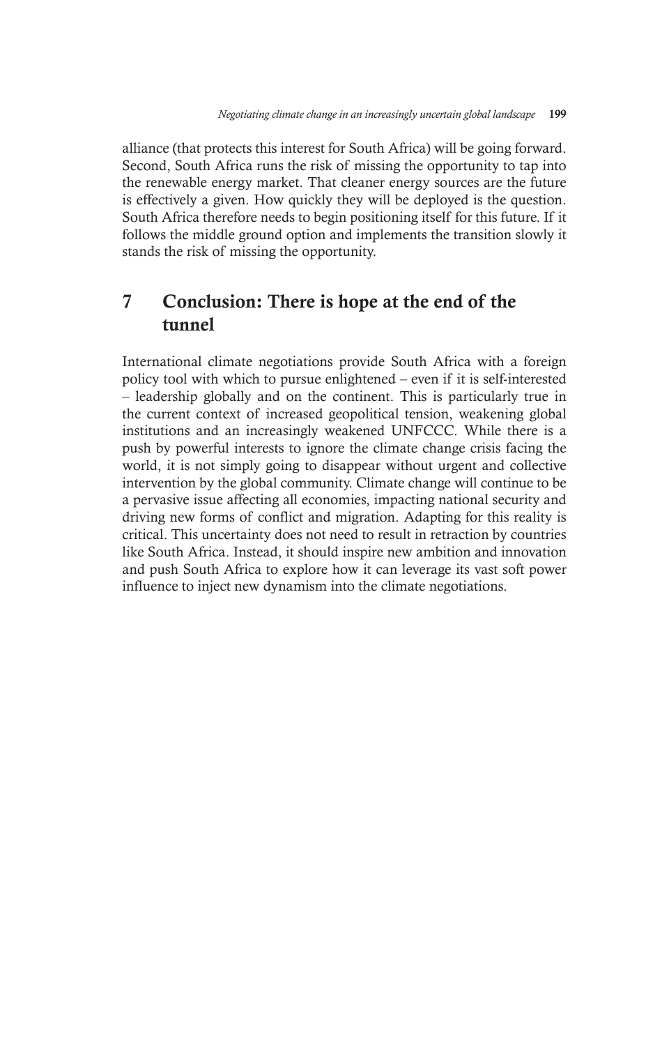alliance (that protects this interest for South Africa) will be going forward. Second, South Africa runs the risk of missing the opportunity to tap into the renewable energy market. That cleaner energy sources are the future is effectively a given. How quickly they will be deployed is the question. South Africa therefore needs to begin positioning itself for this future. If it follows the middle ground option and implements the transition slowly it stands the risk of missing the opportunity.

## 7 Conclusion: There is hope at the end of the tunnel

International climate negotiations provide South Africa with a foreign policy tool with which to pursue enlightened – even if it is self-interested – leadership globally and on the continent. This is particularly true in the current context of increased geopolitical tension, weakening global institutions and an increasingly weakened UNFCCC. While there is a push by powerful interests to ignore the climate change crisis facing the world, it is not simply going to disappear without urgent and collective intervention by the global community. Climate change will continue to be a pervasive issue affecting all economies, impacting national security and driving new forms of conflict and migration. Adapting for this reality is critical. This uncertainty does not need to result in retraction by countries like South Africa. Instead, it should inspire new ambition and innovation and push South Africa to explore how it can leverage its vast soft power influence to inject new dynamism into the climate negotiations.